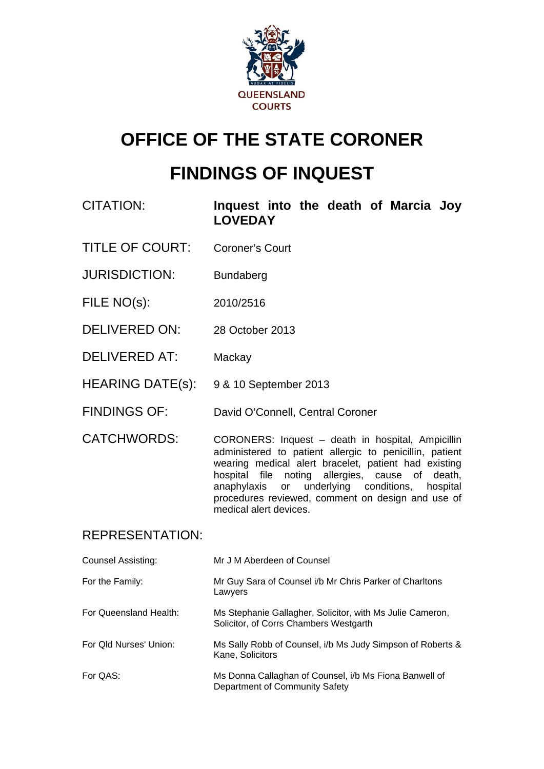QUEENSLAND COURTS

# OFFICE OF THE STATE CORONER

# FINDINGS OF INQUEST

| | |
|---|---|
| CITATION: | **Inquest into the death of Marcia Joy LOVEDAY** |
| TITLE OF COURT: | Coroner's Court |
| JURISDICTION: | Bundaberg |
| FILE NO(s): | 2010/2516 |
| DELIVERED ON: | 28 October 2013 |
| DELIVERED AT: | Mackay |
| HEARING DATE(s): | 9 & 10 September 2013 |
| FINDINGS OF: | David O'Connell, Central Coroner |
| CATCHWORDS: | CORONERS: Inquest – death in hospital, Ampicillin administered to patient allergic to penicillin, patient wearing medical alert bracelet, patient had existing hospital file noting allergies, cause of death, anaphylaxis or underlying conditions, hospital procedures reviewed, comment on design and use of medical alert devices. |

## REPRESENTATION:

| | |
|---|---|
| Counsel Assisting: | Mr J M Aberdeen of Counsel |
| For the Family: | Mr Guy Sara of Counsel i/b Mr Chris Parker of Charltons Lawyers |
| For Queensland Health: | Ms Stephanie Gallagher, Solicitor, with Ms Julie Cameron, Solicitor, of Corrs Chambers Westgarth |
| For Qld Nurses' Union: | Ms Sally Robb of Counsel, i/b Ms Judy Simpson of Roberts & Kane, Solicitors |
| For QAS: | Ms Donna Callaghan of Counsel, i/b Ms Fiona Banwell of Department of Community Safety |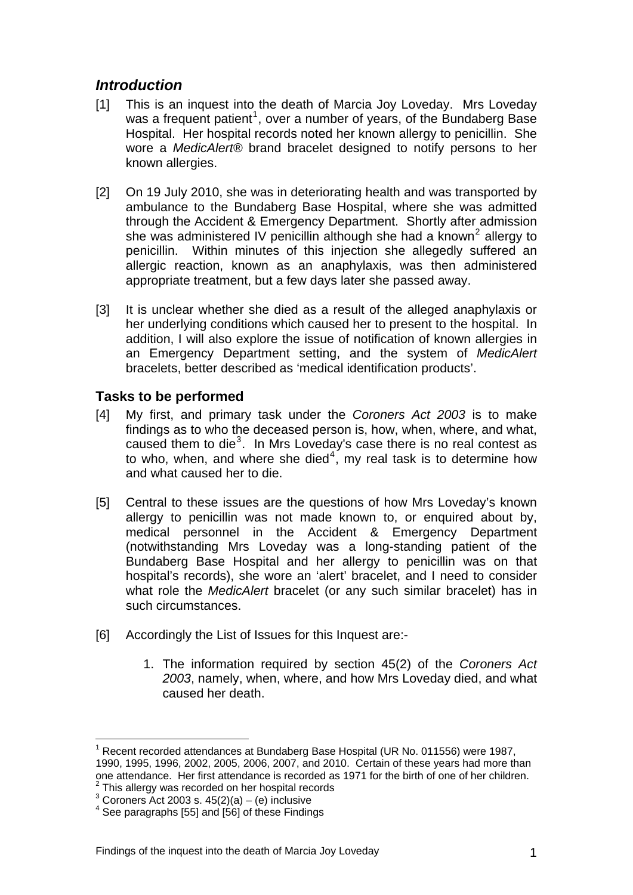## *Introduction*

[1] This is an inquest into the death of Marcia Joy Loveday. Mrs Loveday was a frequent patient[1], over a number of years, of the Bundaberg Base Hospital. Her hospital records noted her known allergy to penicillin. She wore a *MedicAlert®* brand bracelet designed to notify persons to her known allergies.

[2] On 19 July 2010, she was in deteriorating health and was transported by ambulance to the Bundaberg Base Hospital, where she was admitted through the Accident & Emergency Department. Shortly after admission she was administered IV penicillin although she had a known[2] allergy to penicillin. Within minutes of this injection she allegedly suffered an allergic reaction, known as an anaphylaxis, was then administered appropriate treatment, but a few days later she passed away.

[3] It is unclear whether she died as a result of the alleged anaphylaxis or her underlying conditions which caused her to present to the hospital. In addition, I will also explore the issue of notification of known allergies in an Emergency Department setting, and the system of *MedicAlert* bracelets, better described as 'medical identification products'.

### Tasks to be performed

[4] My first, and primary task under the *Coroners Act 2003* is to make findings as to who the deceased person is, how, when, where, and what, caused them to die[3]. In Mrs Loveday's case there is no real contest as to who, when, and where she died[4], my real task is to determine how and what caused her to die.

[5] Central to these issues are the questions of how Mrs Loveday's known allergy to penicillin was not made known to, or enquired about by, medical personnel in the Accident & Emergency Department (notwithstanding Mrs Loveday was a long-standing patient of the Bundaberg Base Hospital and her allergy to penicillin was on that hospital's records), she wore an 'alert' bracelet, and I need to consider what role the *MedicAlert* bracelet (or any such similar bracelet) has in such circumstances.

[6] Accordingly the List of Issues for this Inquest are:-

1. The information required by section 45(2) of the *Coroners Act 2003*, namely, when, where, and how Mrs Loveday died, and what caused her death.

---

[1] Recent recorded attendances at Bundaberg Base Hospital (UR No. 011556) were 1987, 1990, 1995, 1996, 2002, 2005, 2006, 2007, and 2010. Certain of these years had more than one attendance. Her first attendance is recorded as 1971 for the birth of one of her children.

[2] This allergy was recorded on her hospital records

[3] Coroners Act 2003 s. 45(2)(a) – (e) inclusive

[4] See paragraphs [55] and [56] of these Findings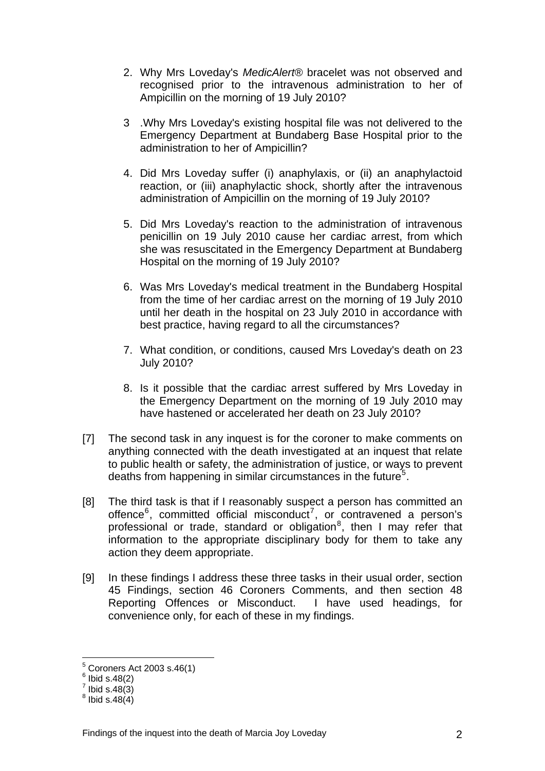2. Why Mrs Loveday's *MedicAlert®* bracelet was not observed and recognised prior to the intravenous administration to her of Ampicillin on the morning of 19 July 2010?

3 .Why Mrs Loveday's existing hospital file was not delivered to the Emergency Department at Bundaberg Base Hospital prior to the administration to her of Ampicillin?

4. Did Mrs Loveday suffer (i) anaphylaxis, or (ii) an anaphylactoid reaction, or (iii) anaphylactic shock, shortly after the intravenous administration of Ampicillin on the morning of 19 July 2010?

5. Did Mrs Loveday's reaction to the administration of intravenous penicillin on 19 July 2010 cause her cardiac arrest, from which she was resuscitated in the Emergency Department at Bundaberg Hospital on the morning of 19 July 2010?

6. Was Mrs Loveday's medical treatment in the Bundaberg Hospital from the time of her cardiac arrest on the morning of 19 July 2010 until her death in the hospital on 23 July 2010 in accordance with best practice, having regard to all the circumstances?

7. What condition, or conditions, caused Mrs Loveday's death on 23 July 2010?

8. Is it possible that the cardiac arrest suffered by Mrs Loveday in the Emergency Department on the morning of 19 July 2010 may have hastened or accelerated her death on 23 July 2010?

[7] The second task in any inquest is for the coroner to make comments on anything connected with the death investigated at an inquest that relate to public health or safety, the administration of justice, or ways to prevent deaths from happening in similar circumstances in the future[5].

[8] The third task is that if I reasonably suspect a person has committed an offence[6], committed official misconduct[7], or contravened a person's professional or trade, standard or obligation[8], then I may refer that information to the appropriate disciplinary body for them to take any action they deem appropriate.

[9] In these findings I address these three tasks in their usual order, section 45 Findings, section 46 Coroners Comments, and then section 48 Reporting Offences or Misconduct. I have used headings, for convenience only, for each of these in my findings.

---

[5] Coroners Act 2003 s.46(1)
[6] Ibid s.48(2)
[7] Ibid s.48(3)
[8] Ibid s.48(4)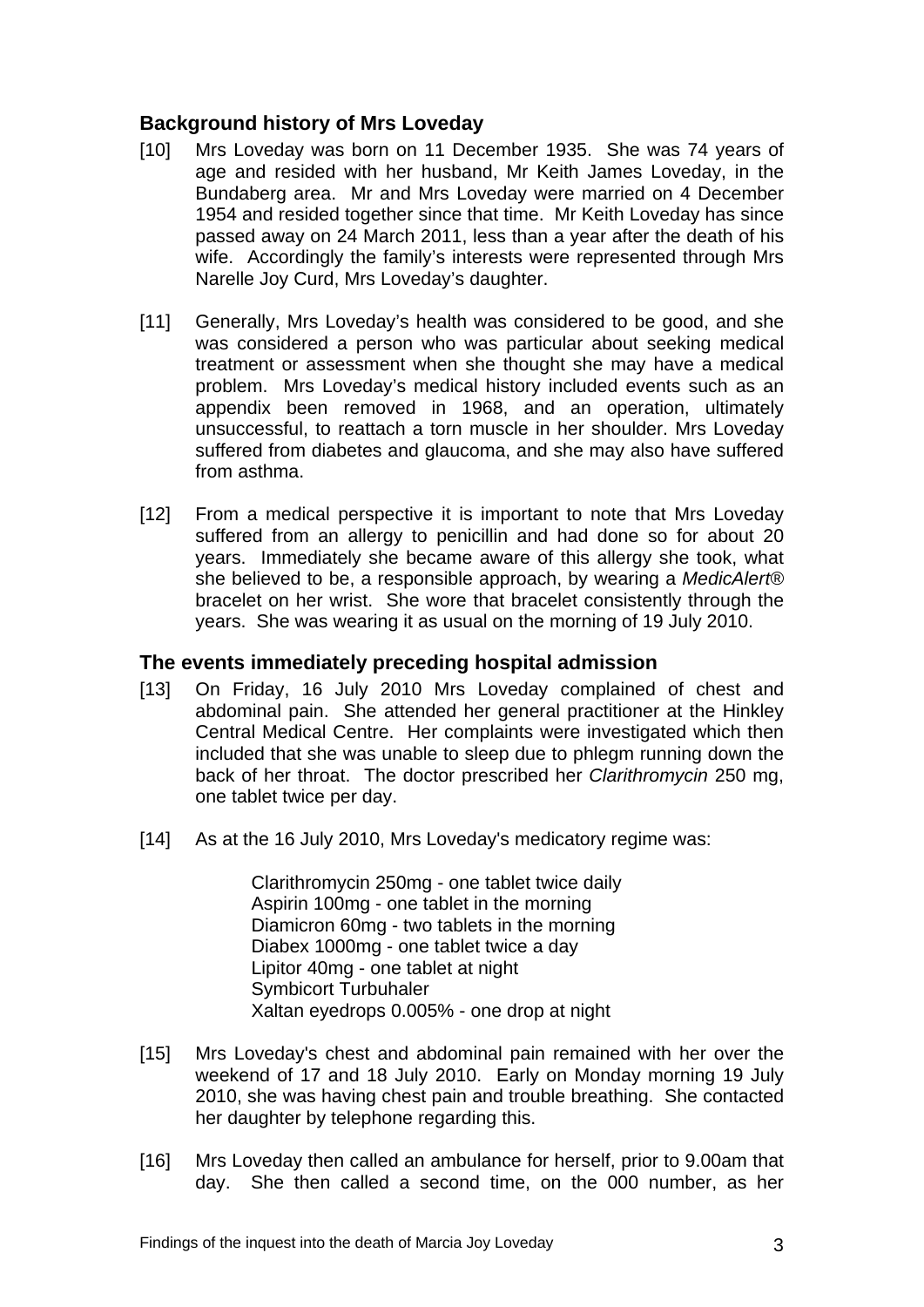## Background history of Mrs Loveday

[10] Mrs Loveday was born on 11 December 1935. She was 74 years of age and resided with her husband, Mr Keith James Loveday, in the Bundaberg area. Mr and Mrs Loveday were married on 4 December 1954 and resided together since that time. Mr Keith Loveday has since passed away on 24 March 2011, less than a year after the death of his wife. Accordingly the family's interests were represented through Mrs Narelle Joy Curd, Mrs Loveday's daughter.

[11] Generally, Mrs Loveday's health was considered to be good, and she was considered a person who was particular about seeking medical treatment or assessment when she thought she may have a medical problem. Mrs Loveday's medical history included events such as an appendix been removed in 1968, and an operation, ultimately unsuccessful, to reattach a torn muscle in her shoulder. Mrs Loveday suffered from diabetes and glaucoma, and she may also have suffered from asthma.

[12] From a medical perspective it is important to note that Mrs Loveday suffered from an allergy to penicillin and had done so for about 20 years. Immediately she became aware of this allergy she took, what she believed to be, a responsible approach, by wearing a *MedicAlert®* bracelet on her wrist. She wore that bracelet consistently through the years. She was wearing it as usual on the morning of 19 July 2010.

## The events immediately preceding hospital admission

[13] On Friday, 16 July 2010 Mrs Loveday complained of chest and abdominal pain. She attended her general practitioner at the Hinkley Central Medical Centre. Her complaints were investigated which then included that she was unable to sleep due to phlegm running down the back of her throat. The doctor prescribed her *Clarithromycin* 250 mg, one tablet twice per day.

[14] As at the 16 July 2010, Mrs Loveday's medicatory regime was:

> Clarithromycin 250mg - one tablet twice daily
> Aspirin 100mg - one tablet in the morning
> Diamicron 60mg - two tablets in the morning
> Diabex 1000mg - one tablet twice a day
> Lipitor 40mg - one tablet at night
> Symbicort Turbuhaler
> Xaltan eyedrops 0.005% - one drop at night

[15] Mrs Loveday's chest and abdominal pain remained with her over the weekend of 17 and 18 July 2010. Early on Monday morning 19 July 2010, she was having chest pain and trouble breathing. She contacted her daughter by telephone regarding this.

[16] Mrs Loveday then called an ambulance for herself, prior to 9.00am that day. She then called a second time, on the 000 number, as her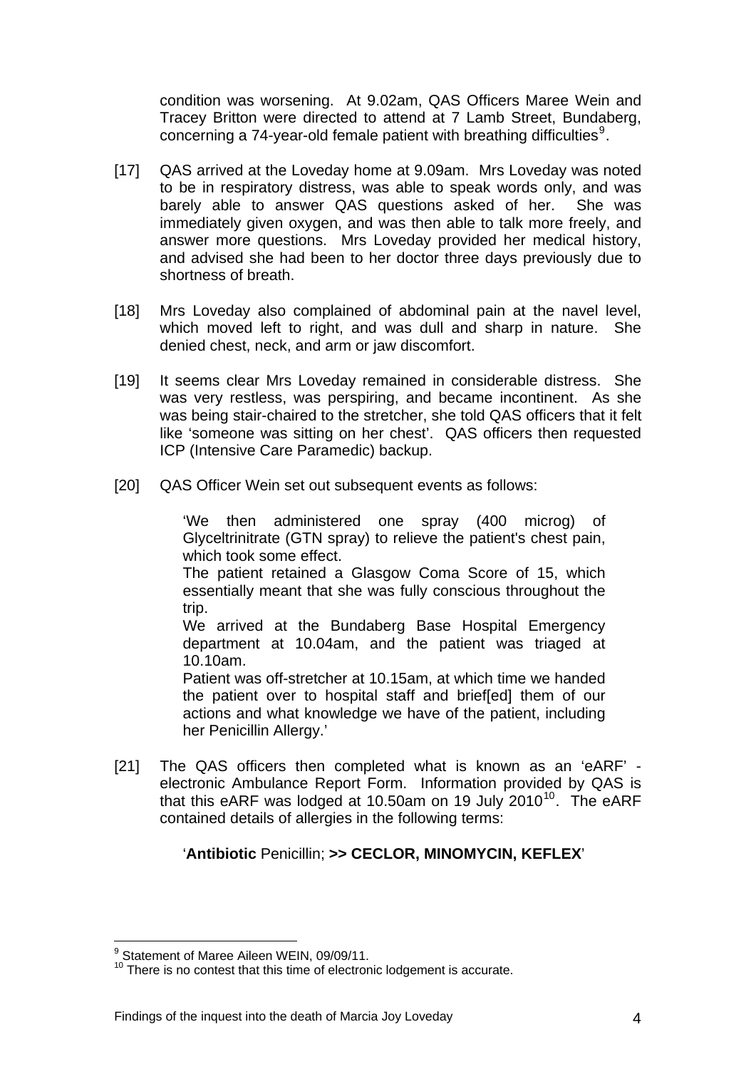condition was worsening. At 9.02am, QAS Officers Maree Wein and Tracey Britton were directed to attend at 7 Lamb Street, Bundaberg, concerning a 74-year-old female patient with breathing difficulties[9].

[17] QAS arrived at the Loveday home at 9.09am. Mrs Loveday was noted to be in respiratory distress, was able to speak words only, and was barely able to answer QAS questions asked of her. She was immediately given oxygen, and was then able to talk more freely, and answer more questions. Mrs Loveday provided her medical history, and advised she had been to her doctor three days previously due to shortness of breath.

[18] Mrs Loveday also complained of abdominal pain at the navel level, which moved left to right, and was dull and sharp in nature. She denied chest, neck, and arm or jaw discomfort.

[19] It seems clear Mrs Loveday remained in considerable distress. She was very restless, was perspiring, and became incontinent. As she was being stair-chaired to the stretcher, she told QAS officers that it felt like 'someone was sitting on her chest'. QAS officers then requested ICP (Intensive Care Paramedic) backup.

[20] QAS Officer Wein set out subsequent events as follows:

> 'We then administered one spray (400 microg) of Glyceltrinitrate (GTN spray) to relieve the patient's chest pain, which took some effect.
>
> The patient retained a Glasgow Coma Score of 15, which essentially meant that she was fully conscious throughout the trip.
>
> We arrived at the Bundaberg Base Hospital Emergency department at 10.04am, and the patient was triaged at 10.10am.
>
> Patient was off-stretcher at 10.15am, at which time we handed the patient over to hospital staff and brief[ed] them of our actions and what knowledge we have of the patient, including her Penicillin Allergy.'

[21] The QAS officers then completed what is known as an 'eARF' - electronic Ambulance Report Form. Information provided by QAS is that this eARF was lodged at 10.50am on 19 July 2010[10]. The eARF contained details of allergies in the following terms:

> '**Antibiotic** Penicillin; **>> CECLOR, MINOMYCIN, KEFLEX**'

---

[9] Statement of Maree Aileen WEIN, 09/09/11.

[10] There is no contest that this time of electronic lodgement is accurate.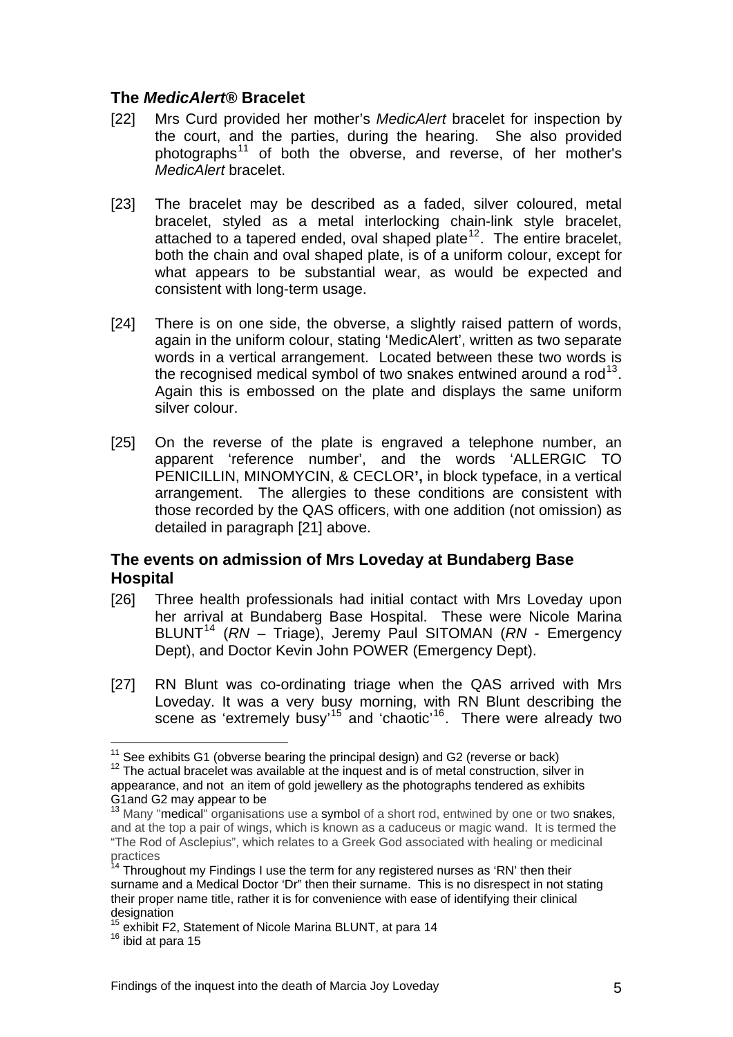## The *MedicAlert®* Bracelet

[22] Mrs Curd provided her mother's *MedicAlert* bracelet for inspection by the court, and the parties, during the hearing. She also provided photographs[11] of both the obverse, and reverse, of her mother's *MedicAlert* bracelet.

[23] The bracelet may be described as a faded, silver coloured, metal bracelet, styled as a metal interlocking chain-link style bracelet, attached to a tapered ended, oval shaped plate[12]. The entire bracelet, both the chain and oval shaped plate, is of a uniform colour, except for what appears to be substantial wear, as would be expected and consistent with long-term usage.

[24] There is on one side, the obverse, a slightly raised pattern of words, again in the uniform colour, stating 'MedicAlert', written as two separate words in a vertical arrangement. Located between these two words is the recognised medical symbol of two snakes entwined around a rod[13]. Again this is embossed on the plate and displays the same uniform silver colour.

[25] On the reverse of the plate is engraved a telephone number, an apparent 'reference number', and the words 'ALLERGIC TO PENICILLIN, MINOMYCIN, & CECLOR**',** in block typeface, in a vertical arrangement. The allergies to these conditions are consistent with those recorded by the QAS officers, with one addition (not omission) as detailed in paragraph [21] above.

## The events on admission of Mrs Loveday at Bundaberg Base Hospital

[26] Three health professionals had initial contact with Mrs Loveday upon her arrival at Bundaberg Base Hospital. These were Nicole Marina BLUNT[14] (*RN* – Triage), Jeremy Paul SITOMAN (*RN* - Emergency Dept), and Doctor Kevin John POWER (Emergency Dept).

[27] RN Blunt was co-ordinating triage when the QAS arrived with Mrs Loveday. It was a very busy morning, with RN Blunt describing the scene as 'extremely busy'[15] and 'chaotic'[16]. There were already two

---

[11] See exhibits G1 (obverse bearing the principal design) and G2 (reverse or back)

[12] The actual bracelet was available at the inquest and is of metal construction, silver in appearance, and not an item of gold jewellery as the photographs tendered as exhibits G1and G2 may appear to be

[13] Many "medical" organisations use a symbol of a short rod, entwined by one or two snakes, and at the top a pair of wings, which is known as a caduceus or magic wand. It is termed the "The Rod of Asclepius", which relates to a Greek God associated with healing or medicinal practices

[14] Throughout my Findings I use the term for any registered nurses as 'RN' then their surname and a Medical Doctor 'Dr" then their surname. This is no disrespect in not stating their proper name title, rather it is for convenience with ease of identifying their clinical designation

[15] exhibit F2, Statement of Nicole Marina BLUNT, at para 14

[16] ibid at para 15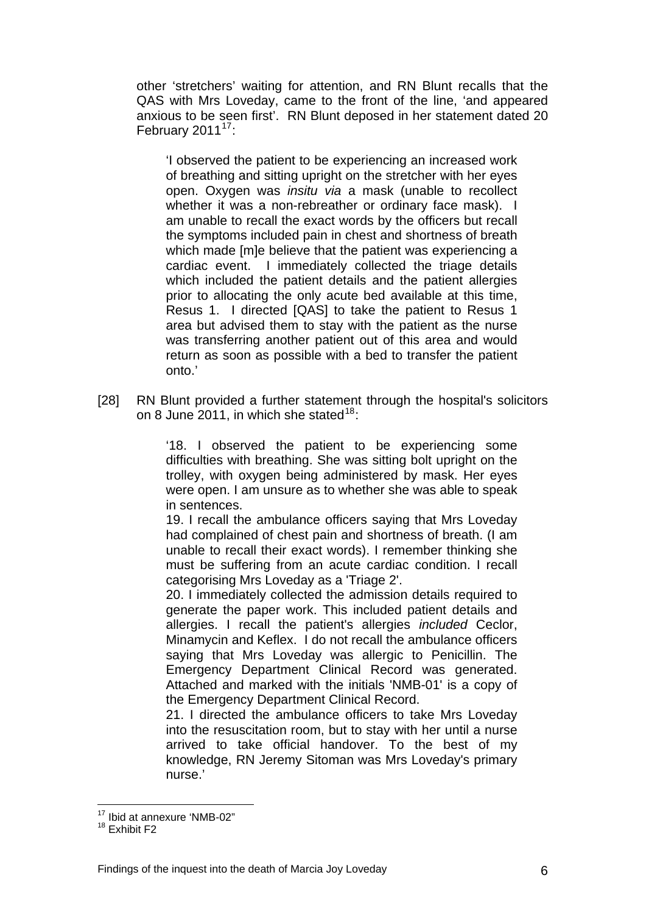other 'stretchers' waiting for attention, and RN Blunt recalls that the QAS with Mrs Loveday, came to the front of the line, 'and appeared anxious to be seen first'. RN Blunt deposed in her statement dated 20 February 2011[17]:

> 'I observed the patient to be experiencing an increased work of breathing and sitting upright on the stretcher with her eyes open. Oxygen was *insitu via* a mask (unable to recollect whether it was a non-rebreather or ordinary face mask). I am unable to recall the exact words by the officers but recall the symptoms included pain in chest and shortness of breath which made [m]e believe that the patient was experiencing a cardiac event. I immediately collected the triage details which included the patient details and the patient allergies prior to allocating the only acute bed available at this time, Resus 1. I directed [QAS] to take the patient to Resus 1 area but advised them to stay with the patient as the nurse was transferring another patient out of this area and would return as soon as possible with a bed to transfer the patient onto.'

[28] RN Blunt provided a further statement through the hospital's solicitors on 8 June 2011, in which she stated[18]:

> '18. I observed the patient to be experiencing some difficulties with breathing. She was sitting bolt upright on the trolley, with oxygen being administered by mask. Her eyes were open. I am unsure as to whether she was able to speak in sentences.
>
> 19. I recall the ambulance officers saying that Mrs Loveday had complained of chest pain and shortness of breath. (I am unable to recall their exact words). I remember thinking she must be suffering from an acute cardiac condition. I recall categorising Mrs Loveday as a 'Triage 2'.
>
> 20. I immediately collected the admission details required to generate the paper work. This included patient details and allergies. I recall the patient's allergies *included* Ceclor, Minamycin and Keflex. I do not recall the ambulance officers saying that Mrs Loveday was allergic to Penicillin. The Emergency Department Clinical Record was generated. Attached and marked with the initials 'NMB-01' is a copy of the Emergency Department Clinical Record.
>
> 21. I directed the ambulance officers to take Mrs Loveday into the resuscitation room, but to stay with her until a nurse arrived to take official handover. To the best of my knowledge, RN Jeremy Sitoman was Mrs Loveday's primary nurse.'

---

[17] Ibid at annexure 'NMB-02"

[18] Exhibit F2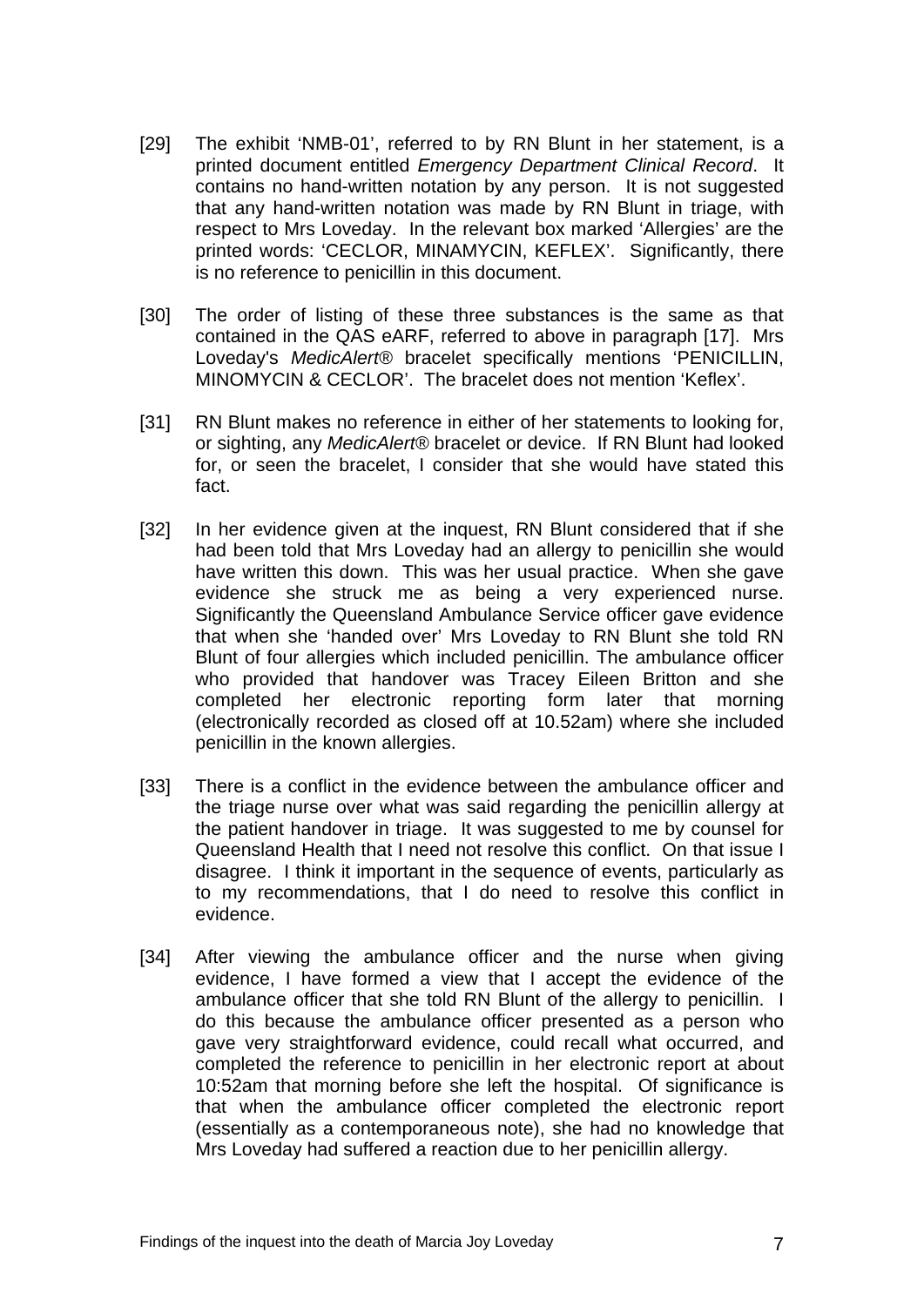[29] The exhibit 'NMB-01', referred to by RN Blunt in her statement, is a printed document entitled *Emergency Department Clinical Record*. It contains no hand-written notation by any person. It is not suggested that any hand-written notation was made by RN Blunt in triage, with respect to Mrs Loveday. In the relevant box marked 'Allergies' are the printed words: 'CECLOR, MINAMYCIN, KEFLEX'. Significantly, there is no reference to penicillin in this document.

[30] The order of listing of these three substances is the same as that contained in the QAS eARF, referred to above in paragraph [17]. Mrs Loveday's *MedicAlert®* bracelet specifically mentions 'PENICILLIN, MINOMYCIN & CECLOR'. The bracelet does not mention 'Keflex'.

[31] RN Blunt makes no reference in either of her statements to looking for, or sighting, any *MedicAlert®* bracelet or device. If RN Blunt had looked for, or seen the bracelet, I consider that she would have stated this fact.

[32] In her evidence given at the inquest, RN Blunt considered that if she had been told that Mrs Loveday had an allergy to penicillin she would have written this down. This was her usual practice. When she gave evidence she struck me as being a very experienced nurse. Significantly the Queensland Ambulance Service officer gave evidence that when she 'handed over' Mrs Loveday to RN Blunt she told RN Blunt of four allergies which included penicillin. The ambulance officer who provided that handover was Tracey Eileen Britton and she completed her electronic reporting form later that morning (electronically recorded as closed off at 10.52am) where she included penicillin in the known allergies.

[33] There is a conflict in the evidence between the ambulance officer and the triage nurse over what was said regarding the penicillin allergy at the patient handover in triage. It was suggested to me by counsel for Queensland Health that I need not resolve this conflict. On that issue I disagree. I think it important in the sequence of events, particularly as to my recommendations, that I do need to resolve this conflict in evidence.

[34] After viewing the ambulance officer and the nurse when giving evidence, I have formed a view that I accept the evidence of the ambulance officer that she told RN Blunt of the allergy to penicillin. I do this because the ambulance officer presented as a person who gave very straightforward evidence, could recall what occurred, and completed the reference to penicillin in her electronic report at about 10:52am that morning before she left the hospital. Of significance is that when the ambulance officer completed the electronic report (essentially as a contemporaneous note), she had no knowledge that Mrs Loveday had suffered a reaction due to her penicillin allergy.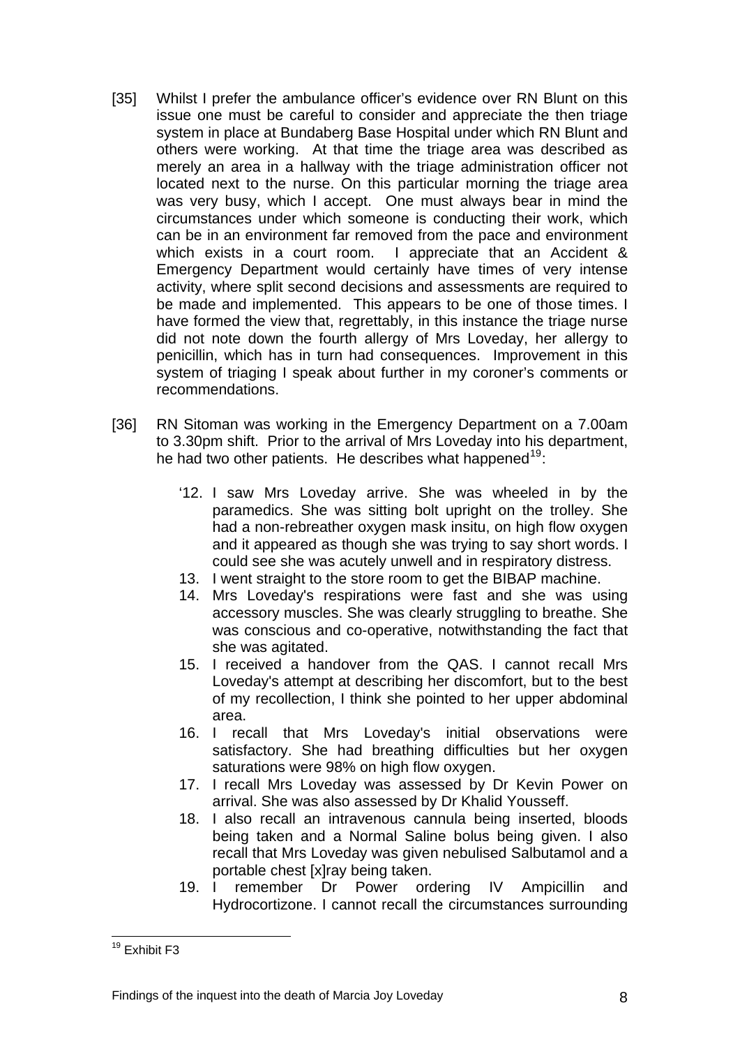[35] Whilst I prefer the ambulance officer's evidence over RN Blunt on this issue one must be careful to consider and appreciate the then triage system in place at Bundaberg Base Hospital under which RN Blunt and others were working. At that time the triage area was described as merely an area in a hallway with the triage administration officer not located next to the nurse. On this particular morning the triage area was very busy, which I accept. One must always bear in mind the circumstances under which someone is conducting their work, which can be in an environment far removed from the pace and environment which exists in a court room. I appreciate that an Accident & Emergency Department would certainly have times of very intense activity, where split second decisions and assessments are required to be made and implemented. This appears to be one of those times. I have formed the view that, regrettably, in this instance the triage nurse did not note down the fourth allergy of Mrs Loveday, her allergy to penicillin, which has in turn had consequences. Improvement in this system of triaging I speak about further in my coroner's comments or recommendations.

[36] RN Sitoman was working in the Emergency Department on a 7.00am to 3.30pm shift. Prior to the arrival of Mrs Loveday into his department, he had two other patients. He describes what happened[19]:

> '12. I saw Mrs Loveday arrive. She was wheeled in by the paramedics. She was sitting bolt upright on the trolley. She had a non-rebreather oxygen mask insitu, on high flow oxygen and it appeared as though she was trying to say short words. I could see she was acutely unwell and in respiratory distress.
>
> 13. I went straight to the store room to get the BIBAP machine.
>
> 14. Mrs Loveday's respirations were fast and she was using accessory muscles. She was clearly struggling to breathe. She was conscious and co-operative, notwithstanding the fact that she was agitated.
>
> 15. I received a handover from the QAS. I cannot recall Mrs Loveday's attempt at describing her discomfort, but to the best of my recollection, I think she pointed to her upper abdominal area.
>
> 16. I recall that Mrs Loveday's initial observations were satisfactory. She had breathing difficulties but her oxygen saturations were 98% on high flow oxygen.
>
> 17. I recall Mrs Loveday was assessed by Dr Kevin Power on arrival. She was also assessed by Dr Khalid Yousseff.
>
> 18. I also recall an intravenous cannula being inserted, bloods being taken and a Normal Saline bolus being given. I also recall that Mrs Loveday was given nebulised Salbutamol and a portable chest [x]ray being taken.
>
> 19. I remember Dr Power ordering IV Ampicillin and Hydrocortizone. I cannot recall the circumstances surrounding

[19] Exhibit F3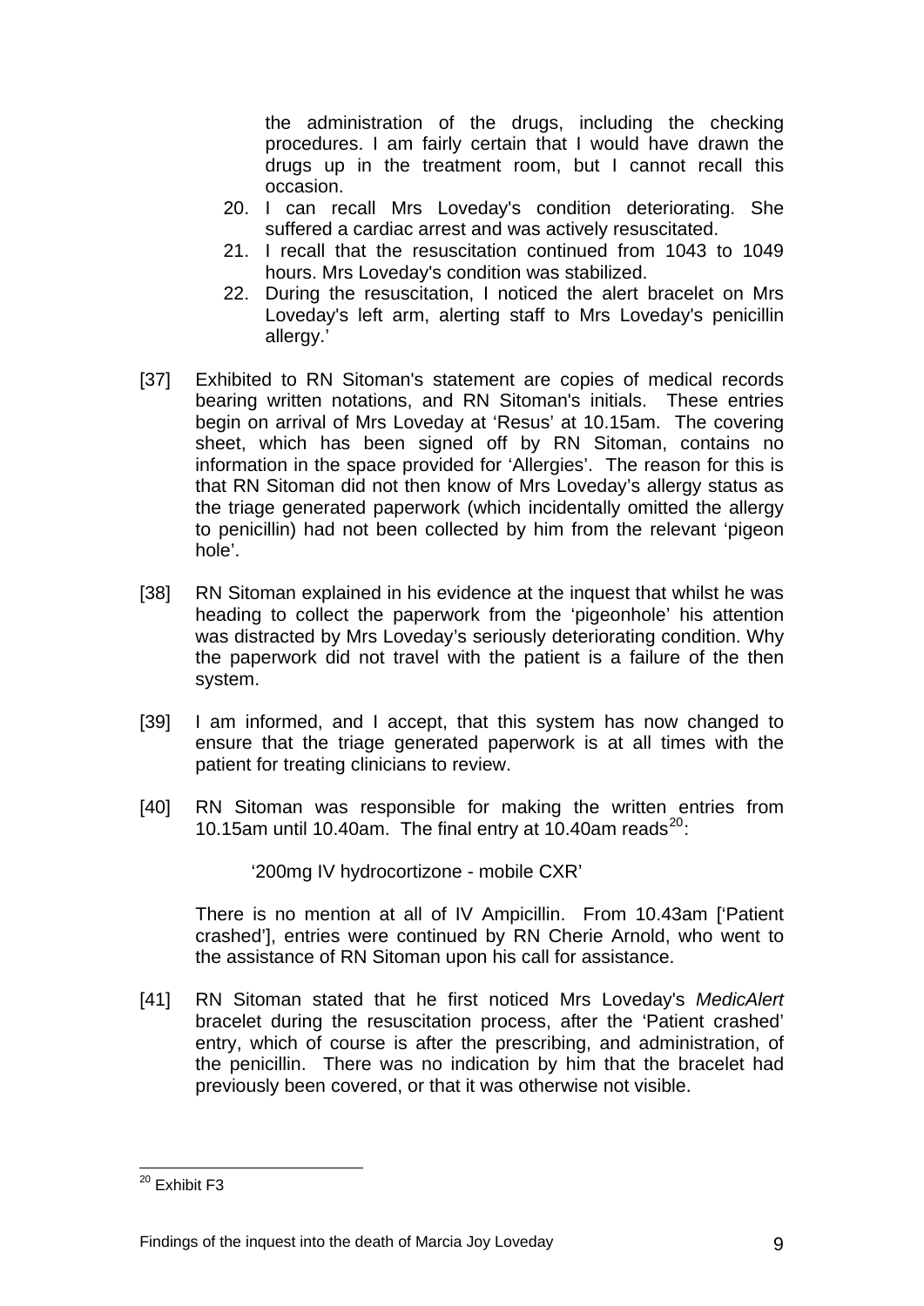the administration of the drugs, including the checking procedures. I am fairly certain that I would have drawn the drugs up in the treatment room, but I cannot recall this occasion.

20. I can recall Mrs Loveday's condition deteriorating. She suffered a cardiac arrest and was actively resuscitated.
21. I recall that the resuscitation continued from 1043 to 1049 hours. Mrs Loveday's condition was stabilized.
22. During the resuscitation, I noticed the alert bracelet on Mrs Loveday's left arm, alerting staff to Mrs Loveday's penicillin allergy.'

[37] Exhibited to RN Sitoman's statement are copies of medical records bearing written notations, and RN Sitoman's initials. These entries begin on arrival of Mrs Loveday at 'Resus' at 10.15am. The covering sheet, which has been signed off by RN Sitoman, contains no information in the space provided for 'Allergies'. The reason for this is that RN Sitoman did not then know of Mrs Loveday's allergy status as the triage generated paperwork (which incidentally omitted the allergy to penicillin) had not been collected by him from the relevant 'pigeon hole'.

[38] RN Sitoman explained in his evidence at the inquest that whilst he was heading to collect the paperwork from the 'pigeonhole' his attention was distracted by Mrs Loveday's seriously deteriorating condition. Why the paperwork did not travel with the patient is a failure of the then system.

[39] I am informed, and I accept, that this system has now changed to ensure that the triage generated paperwork is at all times with the patient for treating clinicians to review.

[40] RN Sitoman was responsible for making the written entries from 10.15am until 10.40am. The final entry at 10.40am reads[20]:

'200mg IV hydrocortizone - mobile CXR'

There is no mention at all of IV Ampicillin. From 10.43am ['Patient crashed'], entries were continued by RN Cherie Arnold, who went to the assistance of RN Sitoman upon his call for assistance.

[41] RN Sitoman stated that he first noticed Mrs Loveday's *MedicAlert* bracelet during the resuscitation process, after the 'Patient crashed' entry, which of course is after the prescribing, and administration, of the penicillin. There was no indication by him that the bracelet had previously been covered, or that it was otherwise not visible.

---

[20] Exhibit F3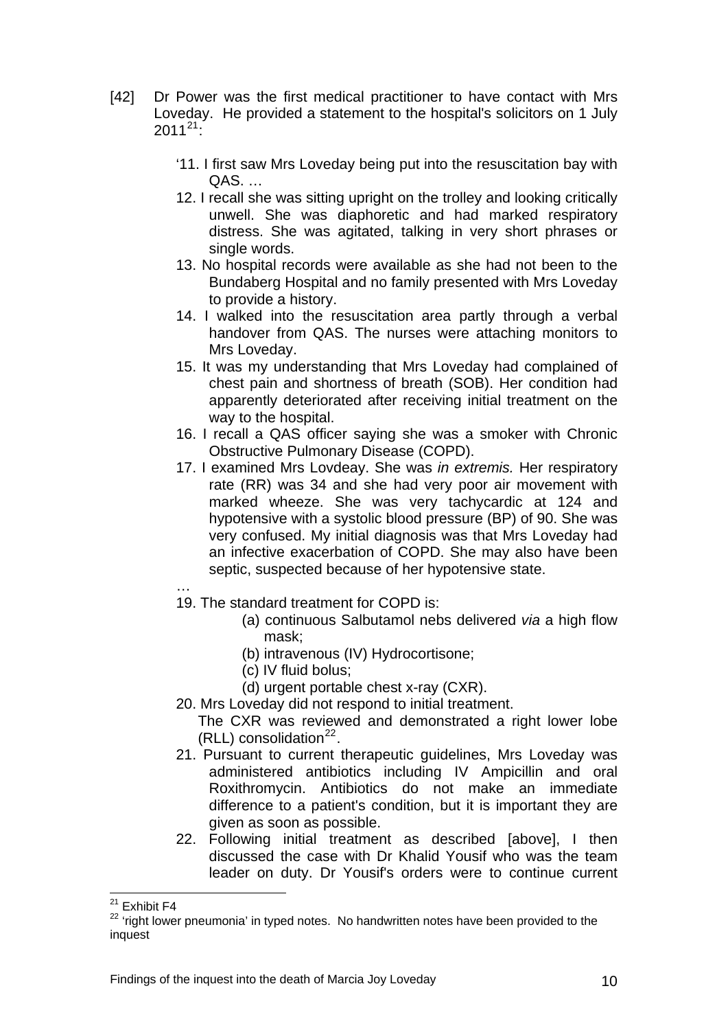[42] Dr Power was the first medical practitioner to have contact with Mrs Loveday. He provided a statement to the hospital's solicitors on 1 July 2011[21]:

> '11. I first saw Mrs Loveday being put into the resuscitation bay with QAS. …
>
> 12. I recall she was sitting upright on the trolley and looking critically unwell. She was diaphoretic and had marked respiratory distress. She was agitated, talking in very short phrases or single words.
>
> 13. No hospital records were available as she had not been to the Bundaberg Hospital and no family presented with Mrs Loveday to provide a history.
>
> 14. I walked into the resuscitation area partly through a verbal handover from QAS. The nurses were attaching monitors to Mrs Loveday.
>
> 15. It was my understanding that Mrs Loveday had complained of chest pain and shortness of breath (SOB). Her condition had apparently deteriorated after receiving initial treatment on the way to the hospital.
>
> 16. I recall a QAS officer saying she was a smoker with Chronic Obstructive Pulmonary Disease (COPD).
>
> 17. I examined Mrs Lovdeay. She was *in extremis.* Her respiratory rate (RR) was 34 and she had very poor air movement with marked wheeze. She was very tachycardic at 124 and hypotensive with a systolic blood pressure (BP) of 90. She was very confused. My initial diagnosis was that Mrs Loveday had an infective exacerbation of COPD. She may also have been septic, suspected because of her hypotensive state.
>
> …
>
> 19. The standard treatment for COPD is:
>
> (a) continuous Salbutamol nebs delivered *via* a high flow mask;
>
> (b) intravenous (IV) Hydrocortisone;
>
> (c) IV fluid bolus;
>
> (d) urgent portable chest x-ray (CXR).
>
> 20. Mrs Loveday did not respond to initial treatment.
>
> The CXR was reviewed and demonstrated a right lower lobe (RLL) consolidation[22].
>
> 21. Pursuant to current therapeutic guidelines, Mrs Loveday was administered antibiotics including IV Ampicillin and oral Roxithromycin. Antibiotics do not make an immediate difference to a patient's condition, but it is important they are given as soon as possible.
>
> 22. Following initial treatment as described [above], I then discussed the case with Dr Khalid Yousif who was the team leader on duty. Dr Yousif's orders were to continue current

---

[21] Exhibit F4

[22] 'right lower pneumonia' in typed notes. No handwritten notes have been provided to the inquest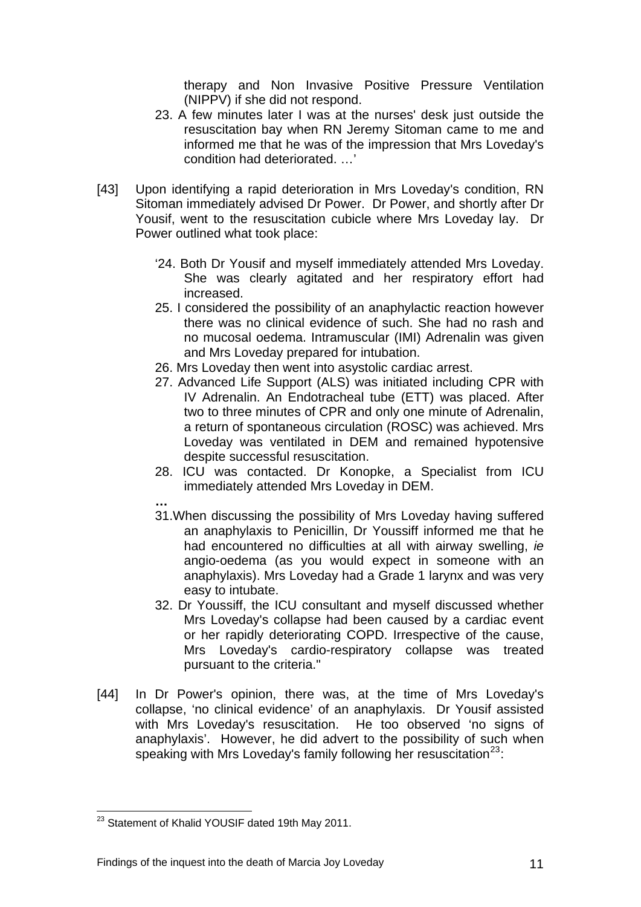therapy and Non Invasive Positive Pressure Ventilation (NIPPV) if she did not respond.

23. A few minutes later I was at the nurses' desk just outside the resuscitation bay when RN Jeremy Sitoman came to me and informed me that he was of the impression that Mrs Loveday's condition had deteriorated. …'

[43] Upon identifying a rapid deterioration in Mrs Loveday's condition, RN Sitoman immediately advised Dr Power. Dr Power, and shortly after Dr Yousif, went to the resuscitation cubicle where Mrs Loveday lay. Dr Power outlined what took place:

> '24. Both Dr Yousif and myself immediately attended Mrs Loveday. She was clearly agitated and her respiratory effort had increased.
>
> 25. I considered the possibility of an anaphylactic reaction however there was no clinical evidence of such. She had no rash and no mucosal oedema. Intramuscular (IMI) Adrenalin was given and Mrs Loveday prepared for intubation.
>
> 26. Mrs Loveday then went into asystolic cardiac arrest.
>
> 27. Advanced Life Support (ALS) was initiated including CPR with IV Adrenalin. An Endotracheal tube (ETT) was placed. After two to three minutes of CPR and only one minute of Adrenalin, a return of spontaneous circulation (ROSC) was achieved. Mrs Loveday was ventilated in DEM and remained hypotensive despite successful resuscitation.
>
> 28. ICU was contacted. Dr Konopke, a Specialist from ICU immediately attended Mrs Loveday in DEM.
>
> **…**
>
> 31. When discussing the possibility of Mrs Loveday having suffered an anaphylaxis to Penicillin, Dr Youssiff informed me that he had encountered no difficulties at all with airway swelling, *ie* angio-oedema (as you would expect in someone with an anaphylaxis). Mrs Loveday had a Grade 1 larynx and was very easy to intubate.
>
> 32. Dr Youssiff, the ICU consultant and myself discussed whether Mrs Loveday's collapse had been caused by a cardiac event or her rapidly deteriorating COPD. Irrespective of the cause, Mrs Loveday's cardio-respiratory collapse was treated pursuant to the criteria."

[44] In Dr Power's opinion, there was, at the time of Mrs Loveday's collapse, 'no clinical evidence' of an anaphylaxis. Dr Yousif assisted with Mrs Loveday's resuscitation. He too observed 'no signs of anaphylaxis'. However, he did advert to the possibility of such when speaking with Mrs Loveday's family following her resuscitation[23]:

---

[23] Statement of Khalid YOUSIF dated 19th May 2011.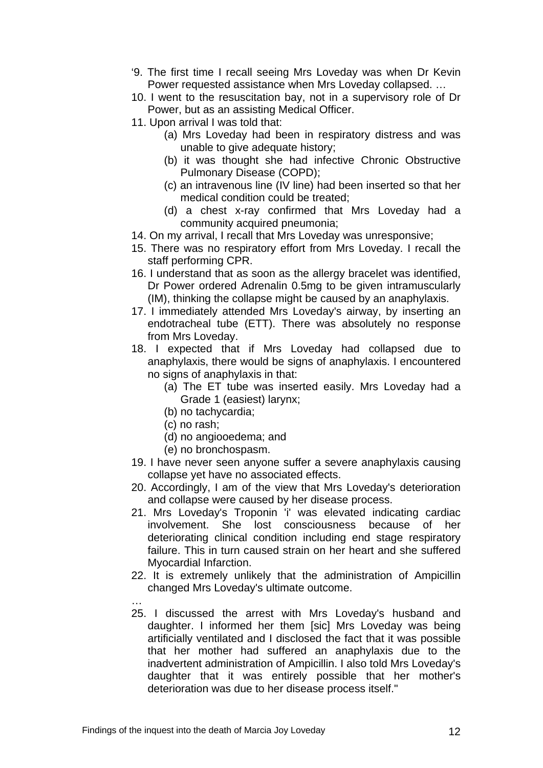‘9. The first time I recall seeing Mrs Loveday was when Dr Kevin Power requested assistance when Mrs Loveday collapsed. …

10. I went to the resuscitation bay, not in a supervisory role of Dr Power, but as an assisting Medical Officer.

11. Upon arrival I was told that:
    - (a) Mrs Loveday had been in respiratory distress and was unable to give adequate history;
    - (b) it was thought she had infective Chronic Obstructive Pulmonary Disease (COPD);
    - (c) an intravenous line (IV line) had been inserted so that her medical condition could be treated;
    - (d) a chest x-ray confirmed that Mrs Loveday had a community acquired pneumonia;

14. On my arrival, I recall that Mrs Loveday was unresponsive;

15. There was no respiratory effort from Mrs Loveday. I recall the staff performing CPR.

16. I understand that as soon as the allergy bracelet was identified, Dr Power ordered Adrenalin 0.5mg to be given intramuscularly (IM), thinking the collapse might be caused by an anaphylaxis.

17. I immediately attended Mrs Loveday's airway, by inserting an endotracheal tube (ETT). There was absolutely no response from Mrs Loveday.

18. I expected that if Mrs Loveday had collapsed due to anaphylaxis, there would be signs of anaphylaxis. I encountered no signs of anaphylaxis in that:
    - (a) The ET tube was inserted easily. Mrs Loveday had a Grade 1 (easiest) larynx;
    - (b) no tachycardia;
    - (c) no rash;
    - (d) no angiooedema; and
    - (e) no bronchospasm.

19. I have never seen anyone suffer a severe anaphylaxis causing collapse yet have no associated effects.

20. Accordingly, I am of the view that Mrs Loveday's deterioration and collapse were caused by her disease process.

21. Mrs Loveday's Troponin 'i' was elevated indicating cardiac involvement. She lost consciousness because of her deteriorating clinical condition including end stage respiratory failure. This in turn caused strain on her heart and she suffered Myocardial Infarction.

22. It is extremely unlikely that the administration of Ampicillin changed Mrs Loveday's ultimate outcome.

…

25. I discussed the arrest with Mrs Loveday's husband and daughter. I informed her them [sic] Mrs Loveday was being artificially ventilated and I disclosed the fact that it was possible that her mother had suffered an anaphylaxis due to the inadvertent administration of Ampicillin. I also told Mrs Loveday's daughter that it was entirely possible that her mother's deterioration was due to her disease process itself."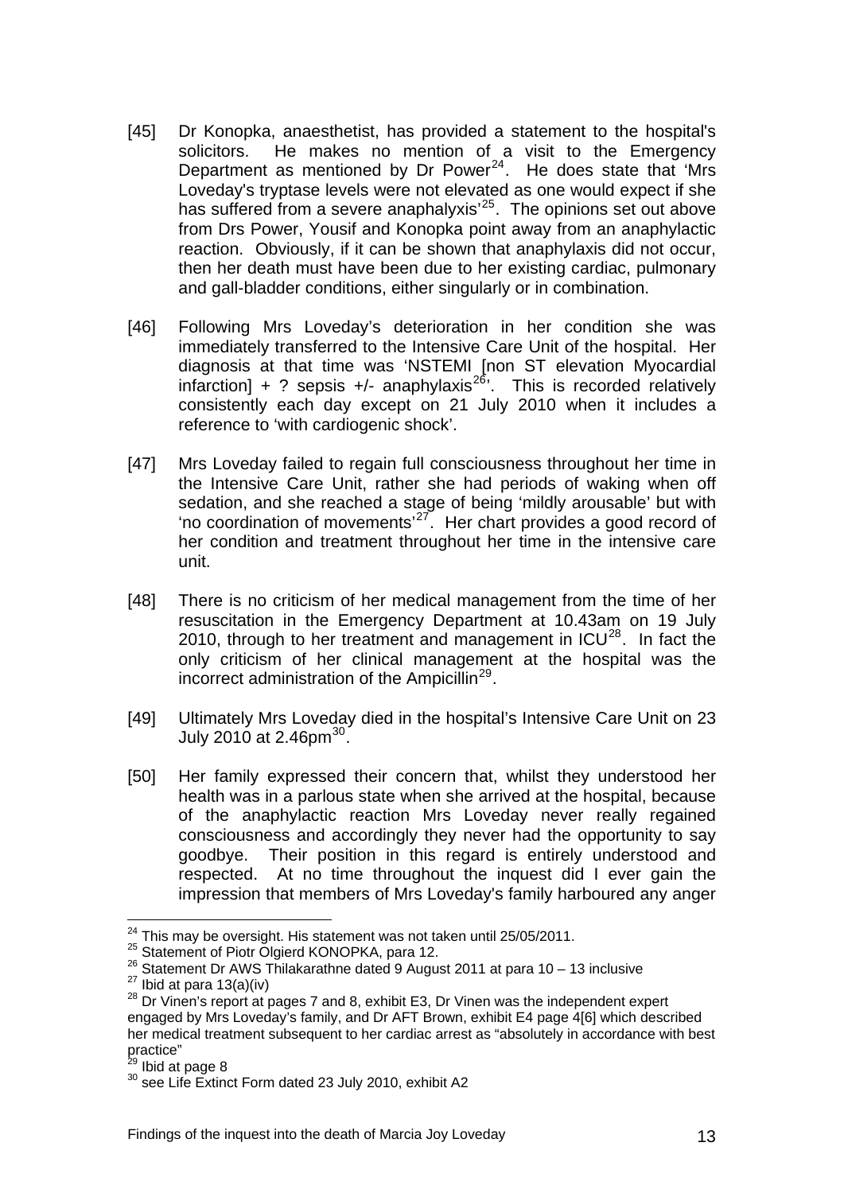[45] Dr Konopka, anaesthetist, has provided a statement to the hospital's solicitors. He makes no mention of a visit to the Emergency Department as mentioned by Dr Power[24]. He does state that 'Mrs Loveday's tryptase levels were not elevated as one would expect if she has suffered from a severe anaphalyxis'[25]. The opinions set out above from Drs Power, Yousif and Konopka point away from an anaphylactic reaction. Obviously, if it can be shown that anaphylaxis did not occur, then her death must have been due to her existing cardiac, pulmonary and gall-bladder conditions, either singularly or in combination.

[46] Following Mrs Loveday's deterioration in her condition she was immediately transferred to the Intensive Care Unit of the hospital. Her diagnosis at that time was 'NSTEMI [non ST elevation Myocardial infarction] + ? sepsis +/- anaphylaxis[26]'. This is recorded relatively consistently each day except on 21 July 2010 when it includes a reference to 'with cardiogenic shock'.

[47] Mrs Loveday failed to regain full consciousness throughout her time in the Intensive Care Unit, rather she had periods of waking when off sedation, and she reached a stage of being 'mildly arousable' but with 'no coordination of movements'[27]. Her chart provides a good record of her condition and treatment throughout her time in the intensive care unit.

[48] There is no criticism of her medical management from the time of her resuscitation in the Emergency Department at 10.43am on 19 July 2010, through to her treatment and management in ICU[28]. In fact the only criticism of her clinical management at the hospital was the incorrect administration of the Ampicillin[29].

[49] Ultimately Mrs Loveday died in the hospital's Intensive Care Unit on 23 July 2010 at 2.46pm[30].

[50] Her family expressed their concern that, whilst they understood her health was in a parlous state when she arrived at the hospital, because of the anaphylactic reaction Mrs Loveday never really regained consciousness and accordingly they never had the opportunity to say goodbye. Their position in this regard is entirely understood and respected. At no time throughout the inquest did I ever gain the impression that members of Mrs Loveday's family harboured any anger

---

[24] This may be oversight. His statement was not taken until 25/05/2011.

[25] Statement of Piotr Olgierd KONOPKA, para 12.

[26] Statement Dr AWS Thilakarathne dated 9 August 2011 at para 10 – 13 inclusive

[27] Ibid at para 13(a)(iv)

[28] Dr Vinen's report at pages 7 and 8, exhibit E3, Dr Vinen was the independent expert engaged by Mrs Loveday's family, and Dr AFT Brown, exhibit E4 page 4[6] which described her medical treatment subsequent to her cardiac arrest as "absolutely in accordance with best practice"

[29] Ibid at page 8

[30] see Life Extinct Form dated 23 July 2010, exhibit A2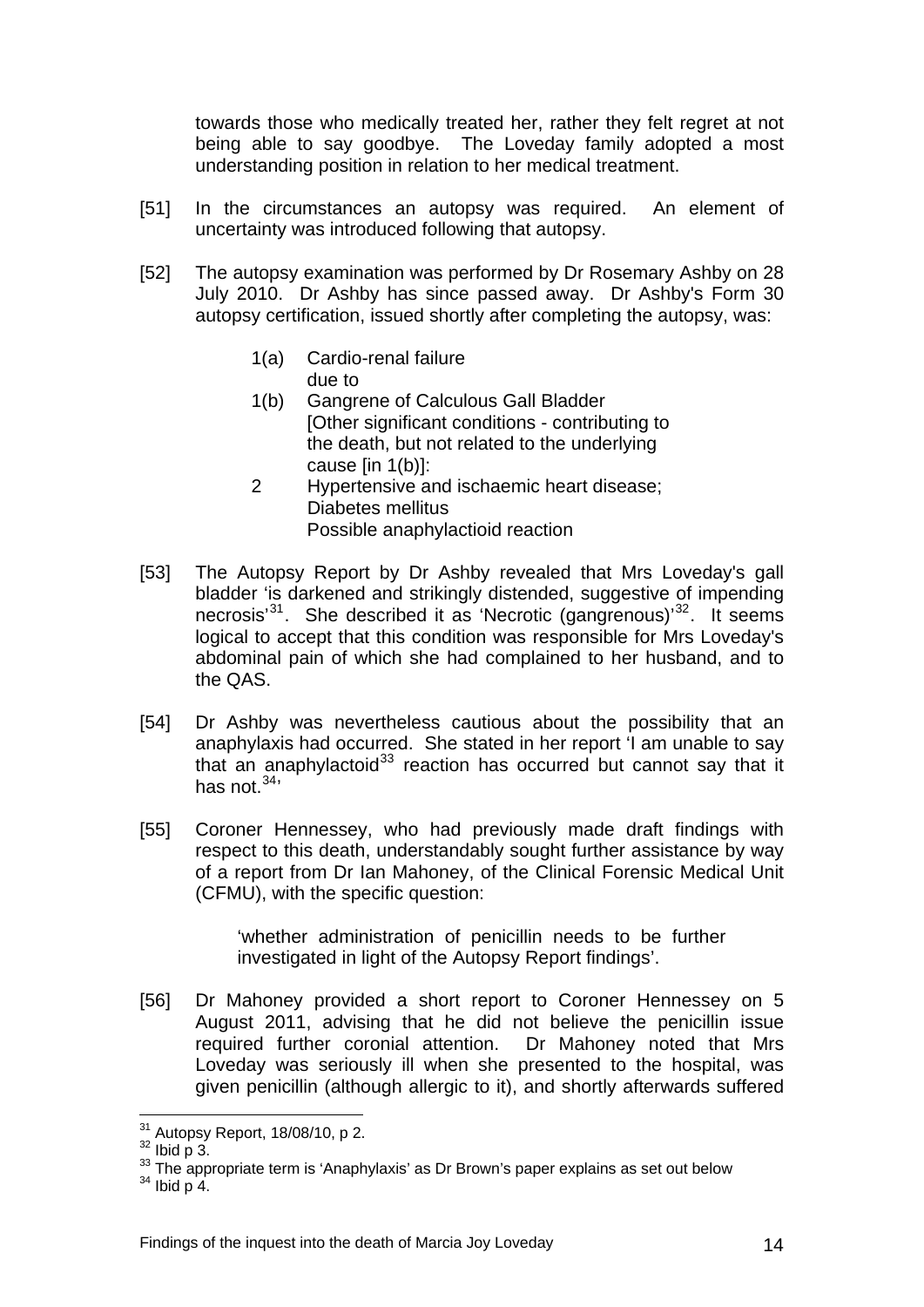towards those who medically treated her, rather they felt regret at not being able to say goodbye. The Loveday family adopted a most understanding position in relation to her medical treatment.

[51] In the circumstances an autopsy was required. An element of uncertainty was introduced following that autopsy.

[52] The autopsy examination was performed by Dr Rosemary Ashby on 28 July 2010. Dr Ashby has since passed away. Dr Ashby's Form 30 autopsy certification, issued shortly after completing the autopsy, was:

> 1(a) Cardio-renal failure
> due to
> 1(b) Gangrene of Calculous Gall Bladder
> [Other significant conditions - contributing to the death, but not related to the underlying cause [in 1(b)]:
> 2 Hypertensive and ischaemic heart disease;
> Diabetes mellitus
> Possible anaphylactioid reaction

[53] The Autopsy Report by Dr Ashby revealed that Mrs Loveday's gall bladder 'is darkened and strikingly distended, suggestive of impending necrosis'[31]. She described it as 'Necrotic (gangrenous)'[32]. It seems logical to accept that this condition was responsible for Mrs Loveday's abdominal pain of which she had complained to her husband, and to the QAS.

[54] Dr Ashby was nevertheless cautious about the possibility that an anaphylaxis had occurred. She stated in her report 'I am unable to say that an anaphylactoid[33] reaction has occurred but cannot say that it has not.[34]'

[55] Coroner Hennessey, who had previously made draft findings with respect to this death, understandably sought further assistance by way of a report from Dr Ian Mahoney, of the Clinical Forensic Medical Unit (CFMU), with the specific question:

> 'whether administration of penicillin needs to be further investigated in light of the Autopsy Report findings'.

[56] Dr Mahoney provided a short report to Coroner Hennessey on 5 August 2011, advising that he did not believe the penicillin issue required further coronial attention. Dr Mahoney noted that Mrs Loveday was seriously ill when she presented to the hospital, was given penicillin (although allergic to it), and shortly afterwards suffered

---

[31] Autopsy Report, 18/08/10, p 2.
[32] Ibid p 3.
[33] The appropriate term is 'Anaphylaxis' as Dr Brown's paper explains as set out below
[34] Ibid p 4.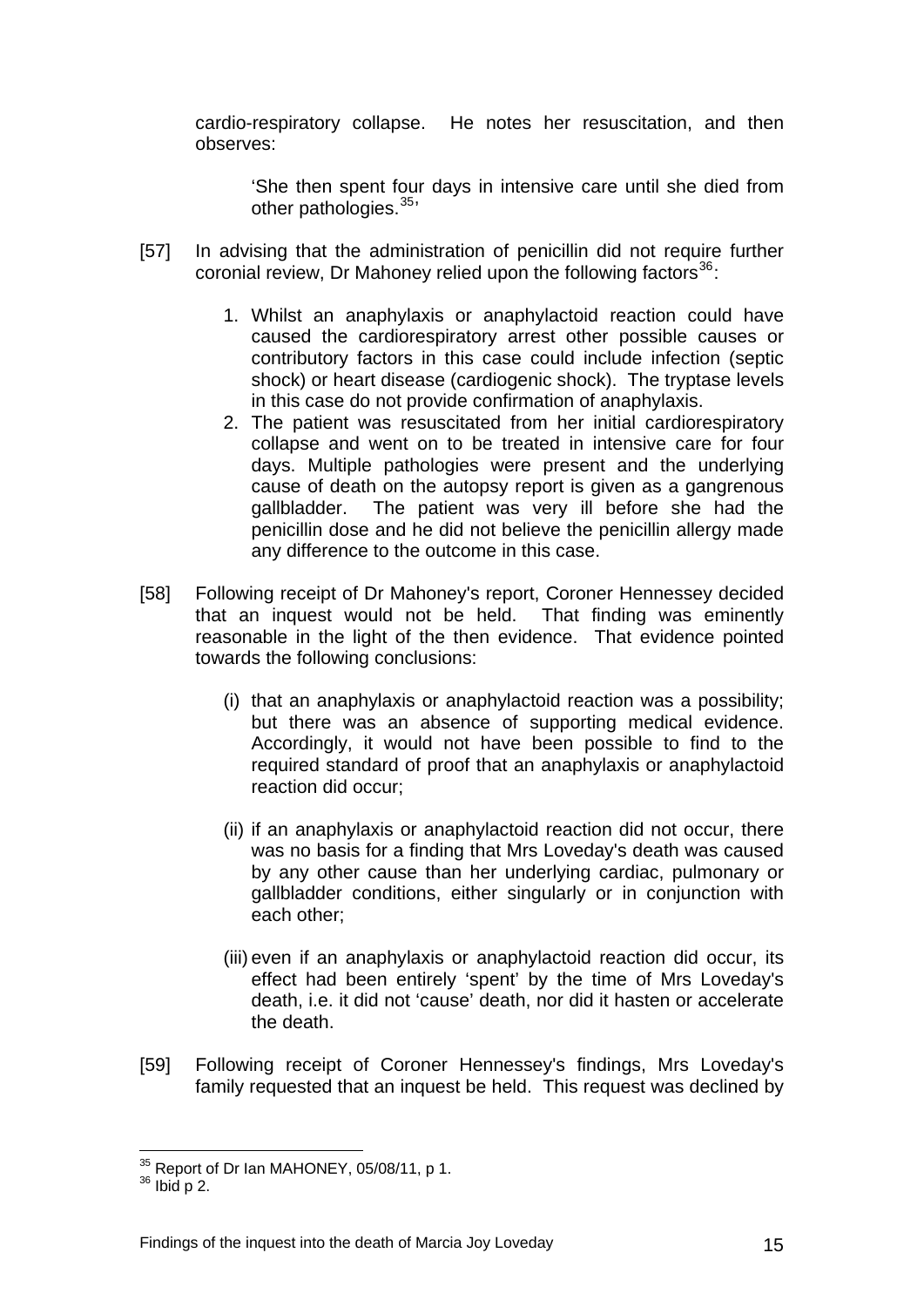cardio-respiratory collapse. He notes her resuscitation, and then observes:

> 'She then spent four days in intensive care until she died from other pathologies.[35]'

[57] In advising that the administration of penicillin did not require further coronial review, Dr Mahoney relied upon the following factors[36]:

1. Whilst an anaphylaxis or anaphylactoid reaction could have caused the cardiorespiratory arrest other possible causes or contributory factors in this case could include infection (septic shock) or heart disease (cardiogenic shock). The tryptase levels in this case do not provide confirmation of anaphylaxis.
2. The patient was resuscitated from her initial cardiorespiratory collapse and went on to be treated in intensive care for four days. Multiple pathologies were present and the underlying cause of death on the autopsy report is given as a gangrenous gallbladder. The patient was very ill before she had the penicillin dose and he did not believe the penicillin allergy made any difference to the outcome in this case.

[58] Following receipt of Dr Mahoney's report, Coroner Hennessey decided that an inquest would not be held. That finding was eminently reasonable in the light of the then evidence. That evidence pointed towards the following conclusions:

(i) that an anaphylaxis or anaphylactoid reaction was a possibility; but there was an absence of supporting medical evidence. Accordingly, it would not have been possible to find to the required standard of proof that an anaphylaxis or anaphylactoid reaction did occur;

(ii) if an anaphylaxis or anaphylactoid reaction did not occur, there was no basis for a finding that Mrs Loveday's death was caused by any other cause than her underlying cardiac, pulmonary or gallbladder conditions, either singularly or in conjunction with each other;

(iii) even if an anaphylaxis or anaphylactoid reaction did occur, its effect had been entirely 'spent' by the time of Mrs Loveday's death, i.e. it did not 'cause' death, nor did it hasten or accelerate the death.

[59] Following receipt of Coroner Hennessey's findings, Mrs Loveday's family requested that an inquest be held. This request was declined by

---

[35] Report of Dr Ian MAHONEY, 05/08/11, p 1.
[36] Ibid p 2.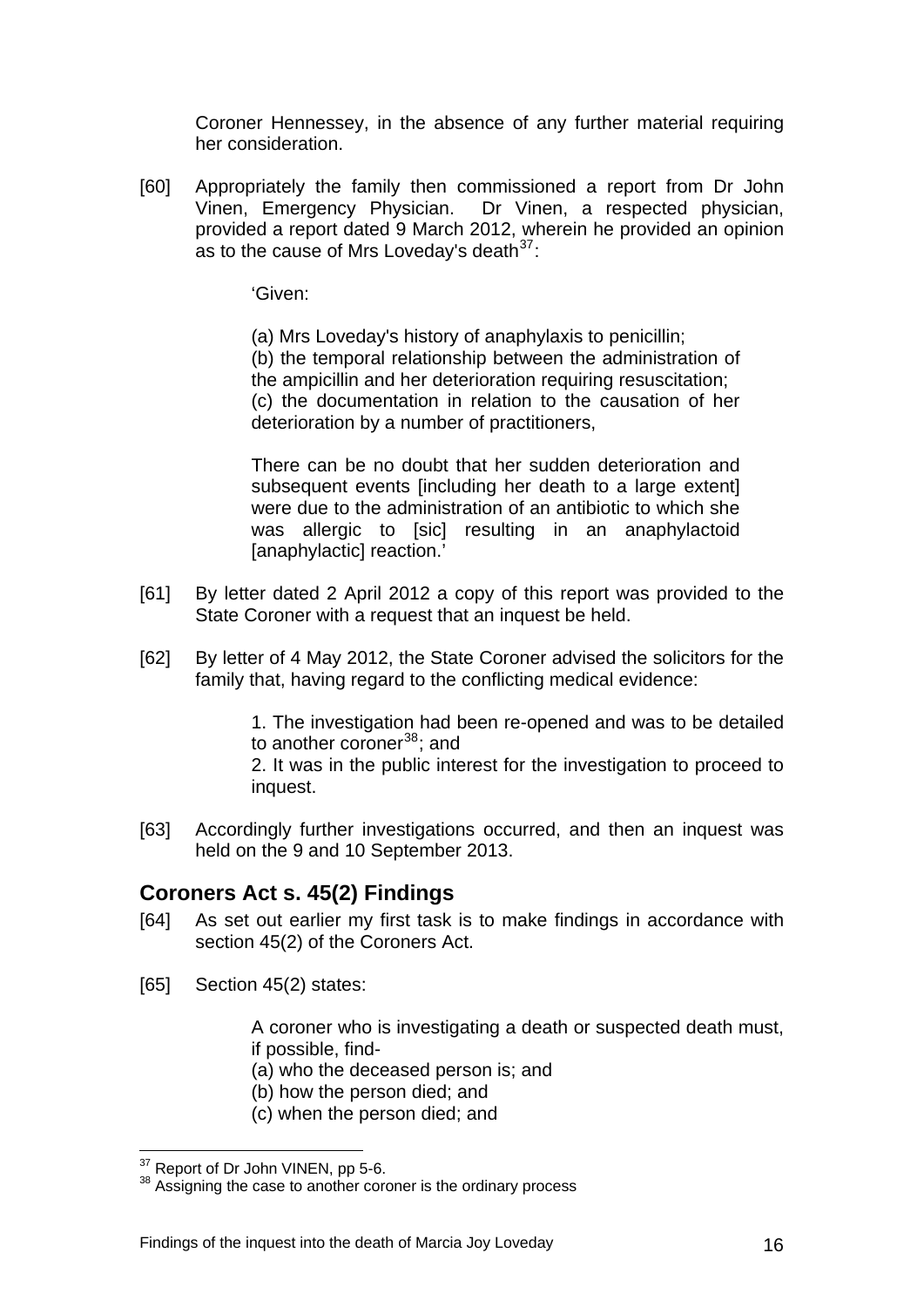Coroner Hennessey, in the absence of any further material requiring her consideration.

[60] Appropriately the family then commissioned a report from Dr John Vinen, Emergency Physician. Dr Vinen, a respected physician, provided a report dated 9 March 2012, wherein he provided an opinion as to the cause of Mrs Loveday's death[37]:

> 'Given:
>
> (a) Mrs Loveday's history of anaphylaxis to penicillin;
> (b) the temporal relationship between the administration of the ampicillin and her deterioration requiring resuscitation;
> (c) the documentation in relation to the causation of her deterioration by a number of practitioners,
>
> There can be no doubt that her sudden deterioration and subsequent events [including her death to a large extent] were due to the administration of an antibiotic to which she was allergic to [sic] resulting in an anaphylactoid [anaphylactic] reaction.'

[61] By letter dated 2 April 2012 a copy of this report was provided to the State Coroner with a request that an inquest be held.

[62] By letter of 4 May 2012, the State Coroner advised the solicitors for the family that, having regard to the conflicting medical evidence:

> 1. The investigation had been re-opened and was to be detailed to another coroner[38]; and
> 2. It was in the public interest for the investigation to proceed to inquest.

[63] Accordingly further investigations occurred, and then an inquest was held on the 9 and 10 September 2013.

## Coroners Act s. 45(2) Findings

[64] As set out earlier my first task is to make findings in accordance with section 45(2) of the Coroners Act.

[65] Section 45(2) states:

> A coroner who is investigating a death or suspected death must, if possible, find-
> (a) who the deceased person is; and
> (b) how the person died; and
> (c) when the person died; and

---

[37] Report of Dr John VINEN, pp 5-6.

[38] Assigning the case to another coroner is the ordinary process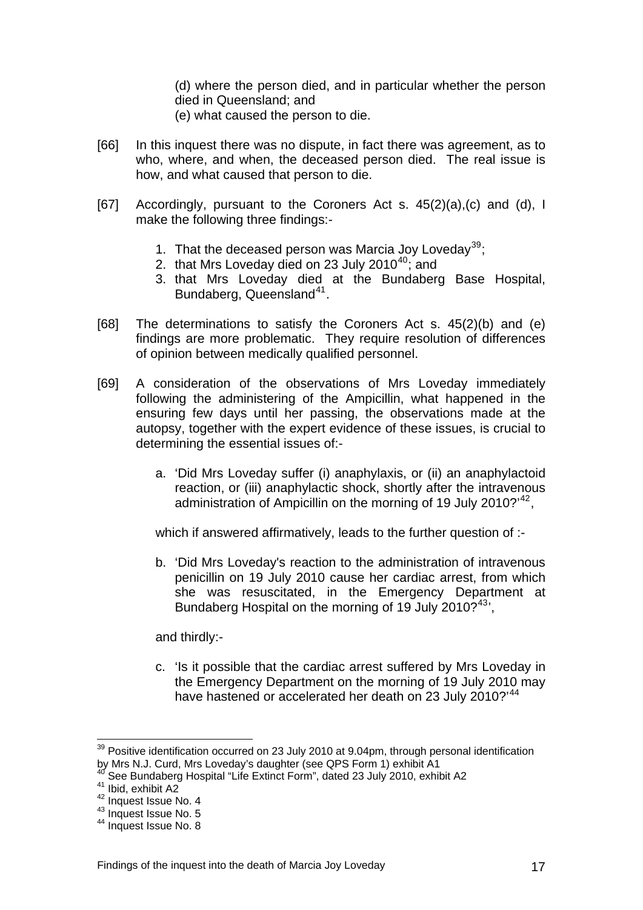(d) where the person died, and in particular whether the person died in Queensland; and

(e) what caused the person to die.

[66] In this inquest there was no dispute, in fact there was agreement, as to who, where, and when, the deceased person died. The real issue is how, and what caused that person to die.

[67] Accordingly, pursuant to the Coroners Act s. 45(2)(a),(c) and (d), I make the following three findings:-

1. That the deceased person was Marcia Joy Loveday[39];
2. that Mrs Loveday died on 23 July 2010[40]; and
3. that Mrs Loveday died at the Bundaberg Base Hospital, Bundaberg, Queensland[41].

[68] The determinations to satisfy the Coroners Act s. 45(2)(b) and (e) findings are more problematic. They require resolution of differences of opinion between medically qualified personnel.

[69] A consideration of the observations of Mrs Loveday immediately following the administering of the Ampicillin, what happened in the ensuring few days until her passing, the observations made at the autopsy, together with the expert evidence of these issues, is crucial to determining the essential issues of:-

a. 'Did Mrs Loveday suffer (i) anaphylaxis, or (ii) an anaphylactoid reaction, or (iii) anaphylactic shock, shortly after the intravenous administration of Ampicillin on the morning of 19 July 2010?'[42],

which if answered affirmatively, leads to the further question of :-

b. 'Did Mrs Loveday's reaction to the administration of intravenous penicillin on 19 July 2010 cause her cardiac arrest, from which she was resuscitated, in the Emergency Department at Bundaberg Hospital on the morning of 19 July 2010?[43]',

and thirdly:-

c. 'Is it possible that the cardiac arrest suffered by Mrs Loveday in the Emergency Department on the morning of 19 July 2010 may have hastened or accelerated her death on 23 July 2010?'[44]

---

[39] Positive identification occurred on 23 July 2010 at 9.04pm, through personal identification by Mrs N.J. Curd, Mrs Loveday's daughter (see QPS Form 1) exhibit A1

[40] See Bundaberg Hospital "Life Extinct Form", dated 23 July 2010, exhibit A2

[41] Ibid, exhibit A2

[42] Inquest Issue No. 4

[43] Inquest Issue No. 5

[44] Inquest Issue No. 8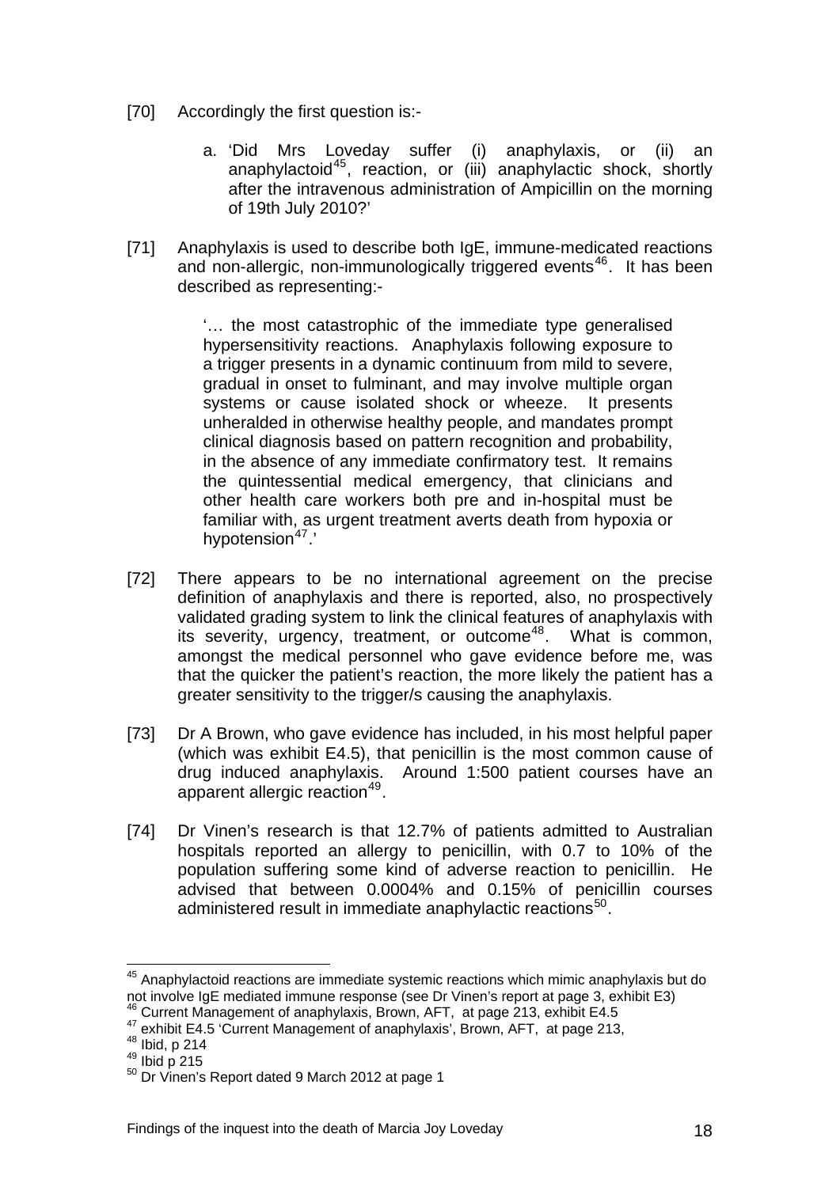[70] Accordingly the first question is:-

a. 'Did Mrs Loveday suffer (i) anaphylaxis, or (ii) an anaphylactoid[45], reaction, or (iii) anaphylactic shock, shortly after the intravenous administration of Ampicillin on the morning of 19th July 2010?'

[71] Anaphylaxis is used to describe both IgE, immune-medicated reactions and non-allergic, non-immunologically triggered events[46]. It has been described as representing:-

> '… the most catastrophic of the immediate type generalised hypersensitivity reactions. Anaphylaxis following exposure to a trigger presents in a dynamic continuum from mild to severe, gradual in onset to fulminant, and may involve multiple organ systems or cause isolated shock or wheeze. It presents unheralded in otherwise healthy people, and mandates prompt clinical diagnosis based on pattern recognition and probability, in the absence of any immediate confirmatory test. It remains the quintessential medical emergency, that clinicians and other health care workers both pre and in-hospital must be familiar with, as urgent treatment averts death from hypoxia or hypotension[47].'

[72] There appears to be no international agreement on the precise definition of anaphylaxis and there is reported, also, no prospectively validated grading system to link the clinical features of anaphylaxis with its severity, urgency, treatment, or outcome[48]. What is common, amongst the medical personnel who gave evidence before me, was that the quicker the patient's reaction, the more likely the patient has a greater sensitivity to the trigger/s causing the anaphylaxis.

[73] Dr A Brown, who gave evidence has included, in his most helpful paper (which was exhibit E4.5), that penicillin is the most common cause of drug induced anaphylaxis. Around 1:500 patient courses have an apparent allergic reaction[49].

[74] Dr Vinen's research is that 12.7% of patients admitted to Australian hospitals reported an allergy to penicillin, with 0.7 to 10% of the population suffering some kind of adverse reaction to penicillin. He advised that between 0.0004% and 0.15% of penicillin courses administered result in immediate anaphylactic reactions[50].

---

[45] Anaphylactoid reactions are immediate systemic reactions which mimic anaphylaxis but do not involve IgE mediated immune response (see Dr Vinen's report at page 3, exhibit E3)

[46] Current Management of anaphylaxis, Brown, AFT, at page 213, exhibit E4.5

[47] exhibit E4.5 'Current Management of anaphylaxis', Brown, AFT, at page 213,

[48] Ibid, p 214

[49] Ibid p 215

[50] Dr Vinen's Report dated 9 March 2012 at page 1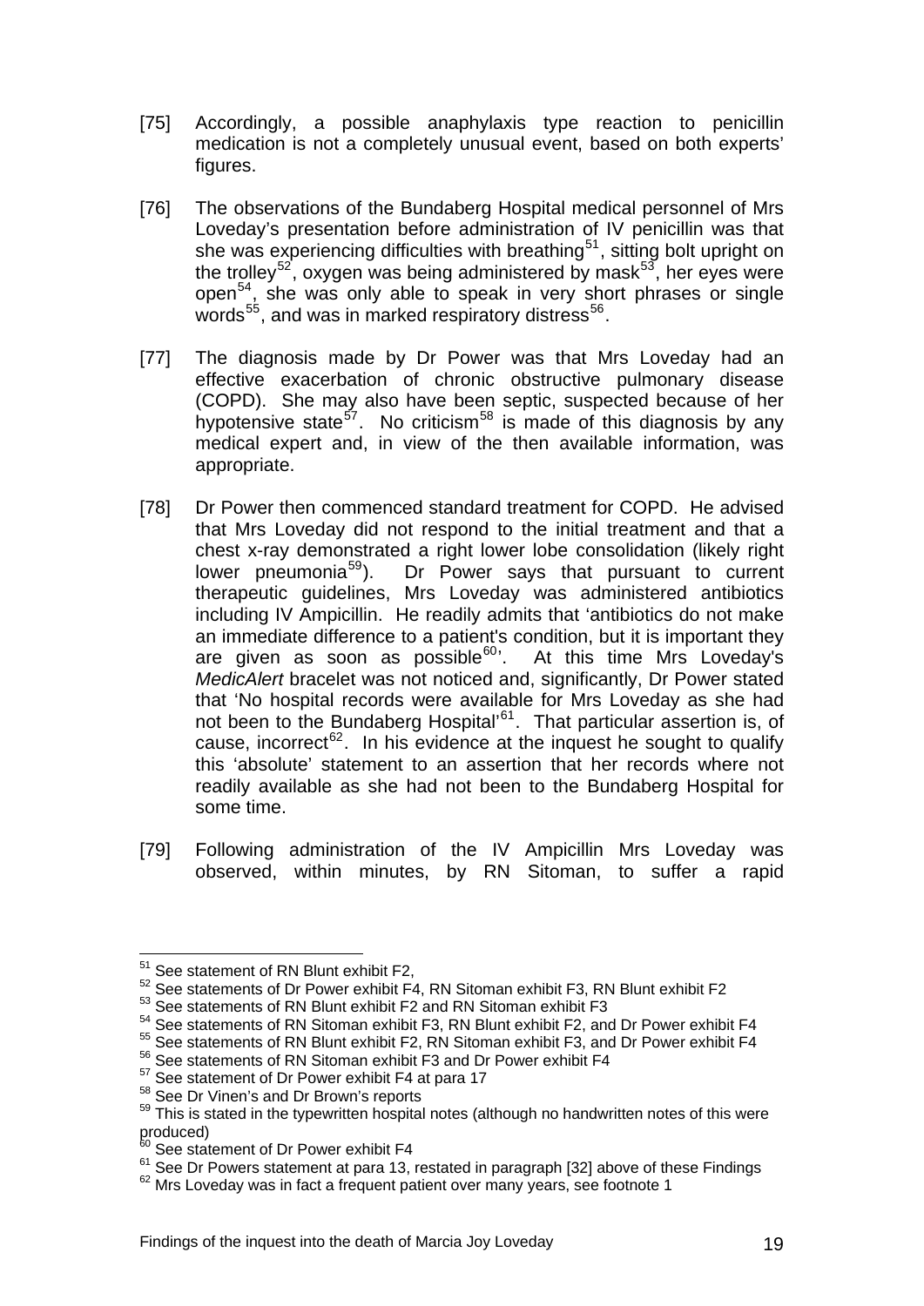[75] Accordingly, a possible anaphylaxis type reaction to penicillin medication is not a completely unusual event, based on both experts' figures.

[76] The observations of the Bundaberg Hospital medical personnel of Mrs Loveday's presentation before administration of IV penicillin was that she was experiencing difficulties with breathing[51], sitting bolt upright on the trolley[52], oxygen was being administered by mask[53], her eyes were open[54], she was only able to speak in very short phrases or single words[55], and was in marked respiratory distress[56].

[77] The diagnosis made by Dr Power was that Mrs Loveday had an effective exacerbation of chronic obstructive pulmonary disease (COPD). She may also have been septic, suspected because of her hypotensive state[57]. No criticism[58] is made of this diagnosis by any medical expert and, in view of the then available information, was appropriate.

[78] Dr Power then commenced standard treatment for COPD. He advised that Mrs Loveday did not respond to the initial treatment and that a chest x-ray demonstrated a right lower lobe consolidation (likely right lower pneumonia[59]). Dr Power says that pursuant to current therapeutic guidelines, Mrs Loveday was administered antibiotics including IV Ampicillin. He readily admits that 'antibiotics do not make an immediate difference to a patient's condition, but it is important they are given as soon as possible[60]'. At this time Mrs Loveday's *MedicAlert* bracelet was not noticed and, significantly, Dr Power stated that 'No hospital records were available for Mrs Loveday as she had not been to the Bundaberg Hospital'[61]. That particular assertion is, of cause, incorrect[62]. In his evidence at the inquest he sought to qualify this 'absolute' statement to an assertion that her records where not readily available as she had not been to the Bundaberg Hospital for some time.

[79] Following administration of the IV Ampicillin Mrs Loveday was observed, within minutes, by RN Sitoman, to suffer a rapid

---

[51] See statement of RN Blunt exhibit F2,

[52] See statements of Dr Power exhibit F4, RN Sitoman exhibit F3, RN Blunt exhibit F2

[53] See statements of RN Blunt exhibit F2 and RN Sitoman exhibit F3

[54] See statements of RN Sitoman exhibit F3, RN Blunt exhibit F2, and Dr Power exhibit F4

[55] See statements of RN Blunt exhibit F2, RN Sitoman exhibit F3, and Dr Power exhibit F4

[56] See statements of RN Sitoman exhibit F3 and Dr Power exhibit F4

[57] See statement of Dr Power exhibit F4 at para 17

[58] See Dr Vinen's and Dr Brown's reports

[59] This is stated in the typewritten hospital notes (although no handwritten notes of this were produced)

[60] See statement of Dr Power exhibit F4

[61] See Dr Powers statement at para 13, restated in paragraph [32] above of these Findings

[62] Mrs Loveday was in fact a frequent patient over many years, see footnote 1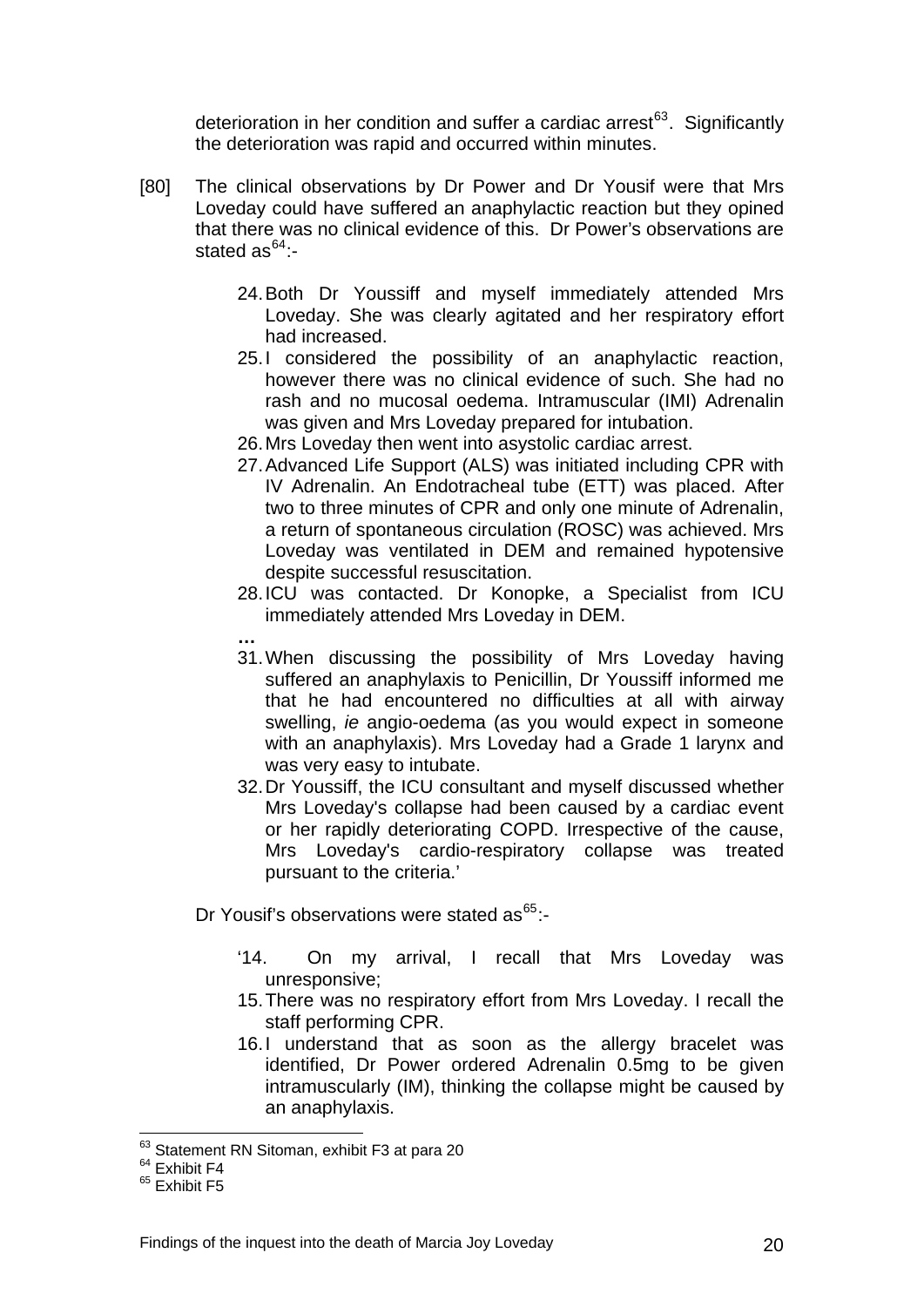deterioration in her condition and suffer a cardiac arrest[63]. Significantly the deterioration was rapid and occurred within minutes.

[80] The clinical observations by Dr Power and Dr Yousif were that Mrs Loveday could have suffered an anaphylactic reaction but they opined that there was no clinical evidence of this. Dr Power's observations are stated as[64]:-

> 24. Both Dr Youssiff and myself immediately attended Mrs Loveday. She was clearly agitated and her respiratory effort had increased.
> 25. I considered the possibility of an anaphylactic reaction, however there was no clinical evidence of such. She had no rash and no mucosal oedema. Intramuscular (IMI) Adrenalin was given and Mrs Loveday prepared for intubation.
> 26. Mrs Loveday then went into asystolic cardiac arrest.
> 27. Advanced Life Support (ALS) was initiated including CPR with IV Adrenalin. An Endotracheal tube (ETT) was placed. After two to three minutes of CPR and only one minute of Adrenalin, a return of spontaneous circulation (ROSC) was achieved. Mrs Loveday was ventilated in DEM and remained hypotensive despite successful resuscitation.
> 28. ICU was contacted. Dr Konopke, a Specialist from ICU immediately attended Mrs Loveday in DEM.
>
> **…**
>
> 31. When discussing the possibility of Mrs Loveday having suffered an anaphylaxis to Penicillin, Dr Youssiff informed me that he had encountered no difficulties at all with airway swelling, *ie* angio-oedema (as you would expect in someone with an anaphylaxis). Mrs Loveday had a Grade 1 larynx and was very easy to intubate.
> 32. Dr Youssiff, the ICU consultant and myself discussed whether Mrs Loveday's collapse had been caused by a cardiac event or her rapidly deteriorating COPD. Irrespective of the cause, Mrs Loveday's cardio-respiratory collapse was treated pursuant to the criteria.'

Dr Yousif's observations were stated as[65]:-

> '14. On my arrival, I recall that Mrs Loveday was unresponsive;
> 15. There was no respiratory effort from Mrs Loveday. I recall the staff performing CPR.
> 16. I understand that as soon as the allergy bracelet was identified, Dr Power ordered Adrenalin 0.5mg to be given intramuscularly (IM), thinking the collapse might be caused by an anaphylaxis.

---

[63] Statement RN Sitoman, exhibit F3 at para 20

[64] Exhibit F4

[65] Exhibit F5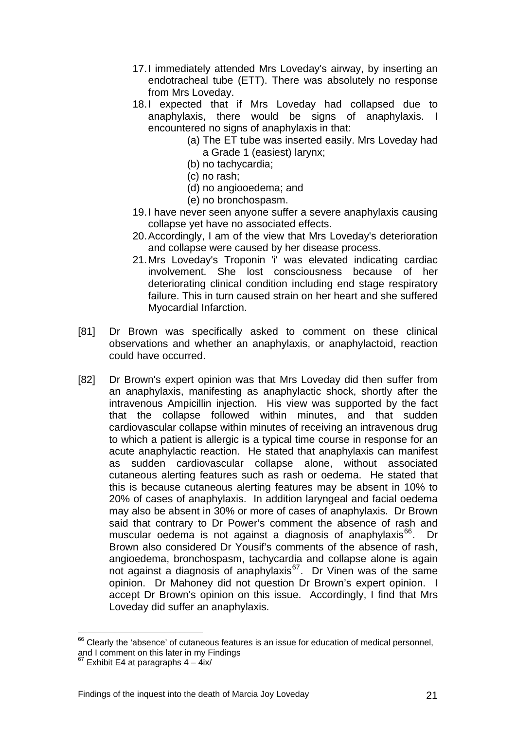17. I immediately attended Mrs Loveday's airway, by inserting an endotracheal tube (ETT). There was absolutely no response from Mrs Loveday.
18. I expected that if Mrs Loveday had collapsed due to anaphylaxis, there would be signs of anaphylaxis. I encountered no signs of anaphylaxis in that:
    - (a) The ET tube was inserted easily. Mrs Loveday had a Grade 1 (easiest) larynx;
    - (b) no tachycardia;
    - (c) no rash;
    - (d) no angiooedema; and
    - (e) no bronchospasm.
19. I have never seen anyone suffer a severe anaphylaxis causing collapse yet have no associated effects.
20. Accordingly, I am of the view that Mrs Loveday's deterioration and collapse were caused by her disease process.
21. Mrs Loveday's Troponin 'i' was elevated indicating cardiac involvement. She lost consciousness because of her deteriorating clinical condition including end stage respiratory failure. This in turn caused strain on her heart and she suffered Myocardial Infarction.

[81] Dr Brown was specifically asked to comment on these clinical observations and whether an anaphylaxis, or anaphylactoid, reaction could have occurred.

[82] Dr Brown's expert opinion was that Mrs Loveday did then suffer from an anaphylaxis, manifesting as anaphylactic shock, shortly after the intravenous Ampicillin injection. His view was supported by the fact that the collapse followed within minutes, and that sudden cardiovascular collapse within minutes of receiving an intravenous drug to which a patient is allergic is a typical time course in response for an acute anaphylactic reaction. He stated that anaphylaxis can manifest as sudden cardiovascular collapse alone, without associated cutaneous alerting features such as rash or oedema. He stated that this is because cutaneous alerting features may be absent in 10% to 20% of cases of anaphylaxis. In addition laryngeal and facial oedema may also be absent in 30% or more of cases of anaphylaxis. Dr Brown said that contrary to Dr Power's comment the absence of rash and muscular oedema is not against a diagnosis of anaphylaxis[66]. Dr Brown also considered Dr Yousif's comments of the absence of rash, angioedema, bronchospasm, tachycardia and collapse alone is again not against a diagnosis of anaphylaxis[67]. Dr Vinen was of the same opinion. Dr Mahoney did not question Dr Brown's expert opinion. I accept Dr Brown's opinion on this issue. Accordingly, I find that Mrs Loveday did suffer an anaphylaxis.

---

[66] Clearly the 'absence' of cutaneous features is an issue for education of medical personnel, and I comment on this later in my Findings

[67] Exhibit E4 at paragraphs 4 – 4ix/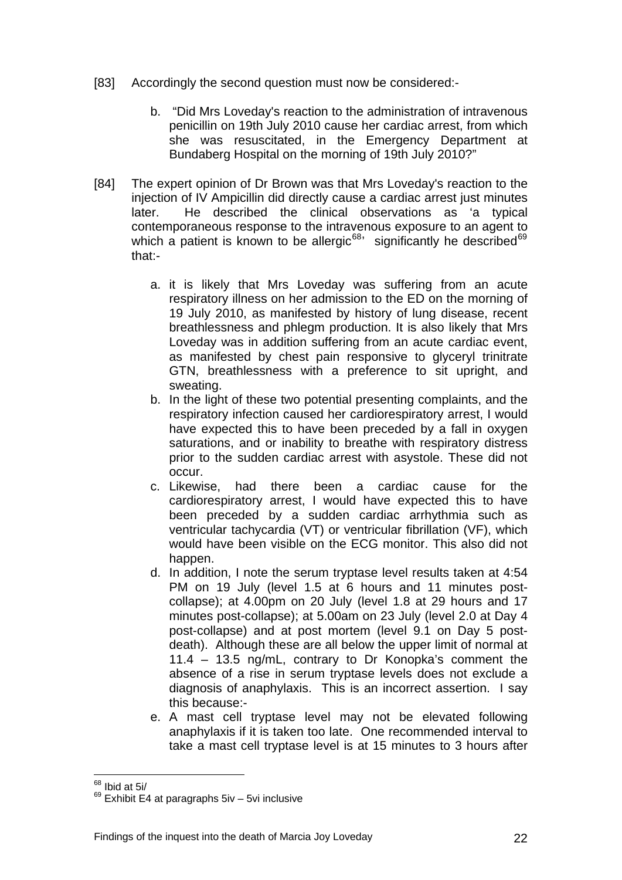[83] Accordingly the second question must now be considered:-

  b. "Did Mrs Loveday's reaction to the administration of intravenous penicillin on 19th July 2010 cause her cardiac arrest, from which she was resuscitated, in the Emergency Department at Bundaberg Hospital on the morning of 19th July 2010?"

[84] The expert opinion of Dr Brown was that Mrs Loveday's reaction to the injection of IV Ampicillin did directly cause a cardiac arrest just minutes later. He described the clinical observations as 'a typical contemporaneous response to the intravenous exposure to an agent to which a patient is known to be allergic[68]' significantly he described[69] that:-

  a. it is likely that Mrs Loveday was suffering from an acute respiratory illness on her admission to the ED on the morning of 19 July 2010, as manifested by history of lung disease, recent breathlessness and phlegm production. It is also likely that Mrs Loveday was in addition suffering from an acute cardiac event, as manifested by chest pain responsive to glyceryl trinitrate GTN, breathlessness with a preference to sit upright, and sweating.
  b. In the light of these two potential presenting complaints, and the respiratory infection caused her cardiorespiratory arrest, I would have expected this to have been preceded by a fall in oxygen saturations, and or inability to breathe with respiratory distress prior to the sudden cardiac arrest with asystole. These did not occur.
  c. Likewise, had there been a cardiac cause for the cardiorespiratory arrest, I would have expected this to have been preceded by a sudden cardiac arrhythmia such as ventricular tachycardia (VT) or ventricular fibrillation (VF), which would have been visible on the ECG monitor. This also did not happen.
  d. In addition, I note the serum tryptase level results taken at 4:54 PM on 19 July (level 1.5 at 6 hours and 11 minutes post-collapse); at 4.00pm on 20 July (level 1.8 at 29 hours and 17 minutes post-collapse); at 5.00am on 23 July (level 2.0 at Day 4 post-collapse) and at post mortem (level 9.1 on Day 5 post-death). Although these are all below the upper limit of normal at 11.4 – 13.5 ng/mL, contrary to Dr Konopka's comment the absence of a rise in serum tryptase levels does not exclude a diagnosis of anaphylaxis. This is an incorrect assertion. I say this because:-
  e. A mast cell tryptase level may not be elevated following anaphylaxis if it is taken too late. One recommended interval to take a mast cell tryptase level is at 15 minutes to 3 hours after

---

[68] Ibid at 5i/

[69] Exhibit E4 at paragraphs 5iv – 5vi inclusive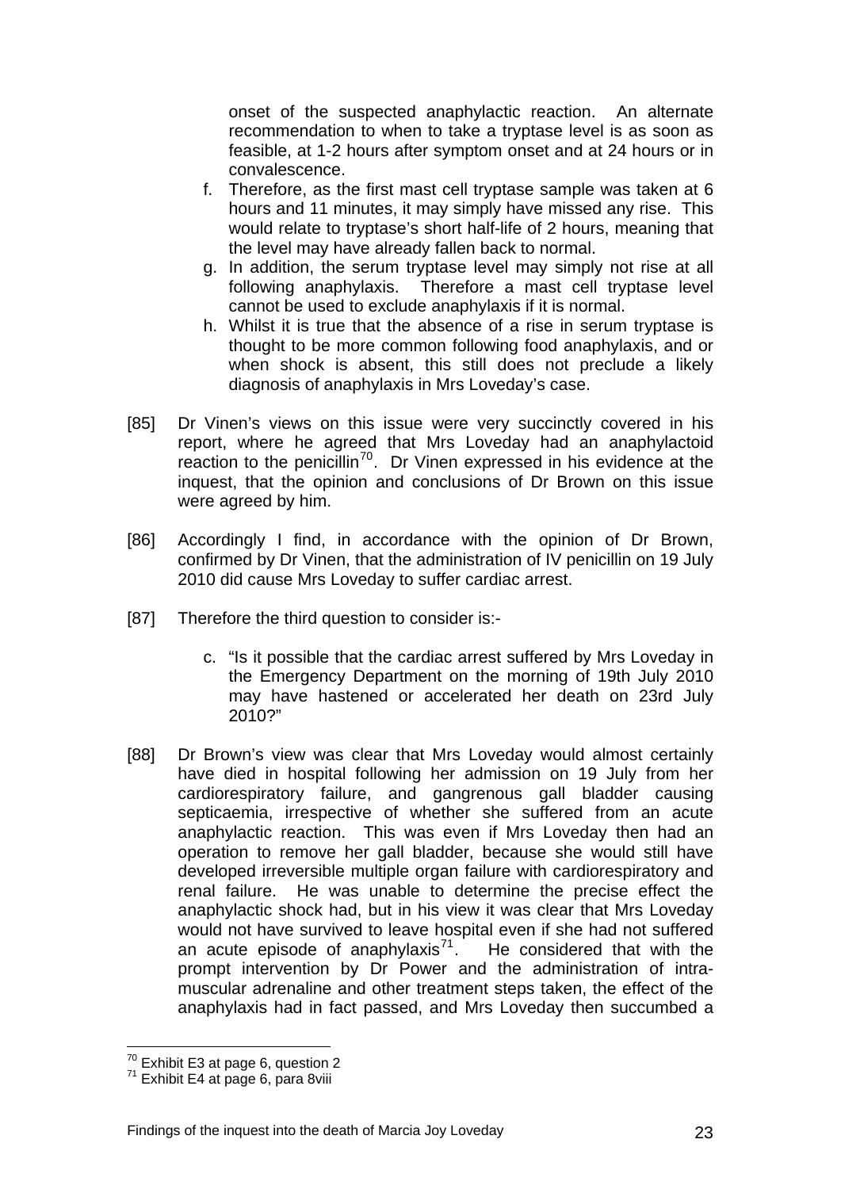onset of the suspected anaphylactic reaction. An alternate recommendation to when to take a tryptase level is as soon as feasible, at 1-2 hours after symptom onset and at 24 hours or in convalescence.

f. Therefore, as the first mast cell tryptase sample was taken at 6 hours and 11 minutes, it may simply have missed any rise. This would relate to tryptase's short half-life of 2 hours, meaning that the level may have already fallen back to normal.

g. In addition, the serum tryptase level may simply not rise at all following anaphylaxis. Therefore a mast cell tryptase level cannot be used to exclude anaphylaxis if it is normal.

h. Whilst it is true that the absence of a rise in serum tryptase is thought to be more common following food anaphylaxis, and or when shock is absent, this still does not preclude a likely diagnosis of anaphylaxis in Mrs Loveday's case.

[85] Dr Vinen's views on this issue were very succinctly covered in his report, where he agreed that Mrs Loveday had an anaphylactoid reaction to the penicillin[70]. Dr Vinen expressed in his evidence at the inquest, that the opinion and conclusions of Dr Brown on this issue were agreed by him.

[86] Accordingly I find, in accordance with the opinion of Dr Brown, confirmed by Dr Vinen, that the administration of IV penicillin on 19 July 2010 did cause Mrs Loveday to suffer cardiac arrest.

[87] Therefore the third question to consider is:-

c. "Is it possible that the cardiac arrest suffered by Mrs Loveday in the Emergency Department on the morning of 19th July 2010 may have hastened or accelerated her death on 23rd July 2010?"

[88] Dr Brown's view was clear that Mrs Loveday would almost certainly have died in hospital following her admission on 19 July from her cardiorespiratory failure, and gangrenous gall bladder causing septicaemia, irrespective of whether she suffered from an acute anaphylactic reaction. This was even if Mrs Loveday then had an operation to remove her gall bladder, because she would still have developed irreversible multiple organ failure with cardiorespiratory and renal failure. He was unable to determine the precise effect the anaphylactic shock had, but in his view it was clear that Mrs Loveday would not have survived to leave hospital even if she had not suffered an acute episode of anaphylaxis[71]. He considered that with the prompt intervention by Dr Power and the administration of intra-muscular adrenaline and other treatment steps taken, the effect of the anaphylaxis had in fact passed, and Mrs Loveday then succumbed a

[70] Exhibit E3 at page 6, question 2
[71] Exhibit E4 at page 6, para 8viii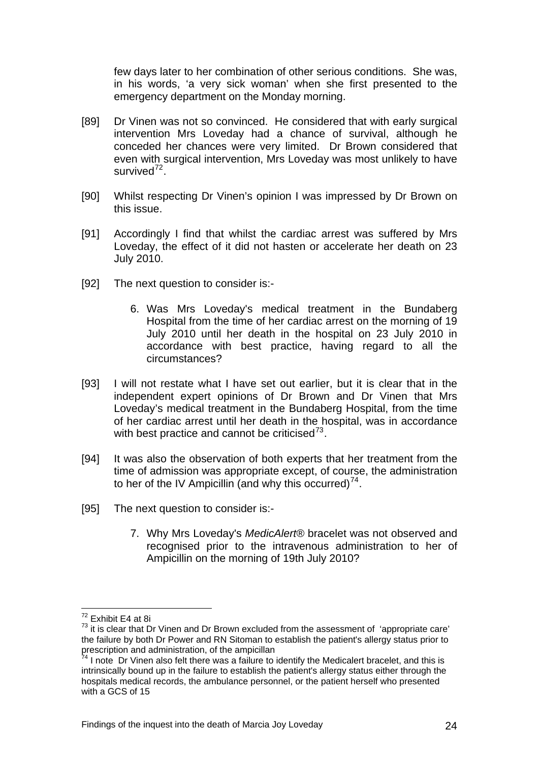few days later to her combination of other serious conditions. She was, in his words, 'a very sick woman' when she first presented to the emergency department on the Monday morning.

[89] Dr Vinen was not so convinced. He considered that with early surgical intervention Mrs Loveday had a chance of survival, although he conceded her chances were very limited. Dr Brown considered that even with surgical intervention, Mrs Loveday was most unlikely to have survived[72].

[90] Whilst respecting Dr Vinen's opinion I was impressed by Dr Brown on this issue.

[91] Accordingly I find that whilst the cardiac arrest was suffered by Mrs Loveday, the effect of it did not hasten or accelerate her death on 23 July 2010.

[92] The next question to consider is:-

6. Was Mrs Loveday's medical treatment in the Bundaberg Hospital from the time of her cardiac arrest on the morning of 19 July 2010 until her death in the hospital on 23 July 2010 in accordance with best practice, having regard to all the circumstances?

[93] I will not restate what I have set out earlier, but it is clear that in the independent expert opinions of Dr Brown and Dr Vinen that Mrs Loveday's medical treatment in the Bundaberg Hospital, from the time of her cardiac arrest until her death in the hospital, was in accordance with best practice and cannot be criticised[73].

[94] It was also the observation of both experts that her treatment from the time of admission was appropriate except, of course, the administration to her of the IV Ampicillin (and why this occurred)[74].

[95] The next question to consider is:-

7. Why Mrs Loveday's *MedicAlert®* bracelet was not observed and recognised prior to the intravenous administration to her of Ampicillin on the morning of 19th July 2010?

---

[72] Exhibit E4 at 8i

[73] it is clear that Dr Vinen and Dr Brown excluded from the assessment of 'appropriate care' the failure by both Dr Power and RN Sitoman to establish the patient's allergy status prior to prescription and administration, of the ampicillan

[74] I note Dr Vinen also felt there was a failure to identify the Medicalert bracelet, and this is intrinsically bound up in the failure to establish the patient's allergy status either through the hospitals medical records, the ambulance personnel, or the patient herself who presented with a GCS of 15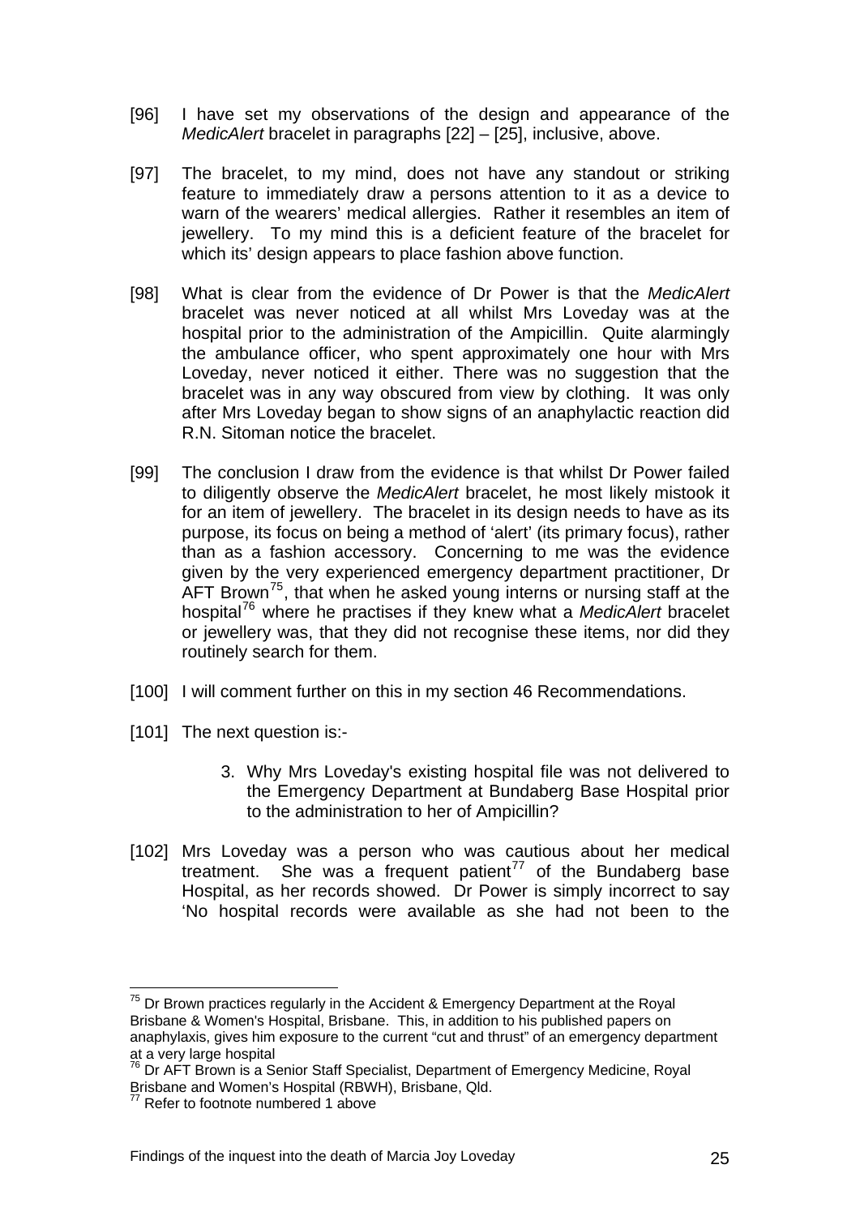[96] I have set my observations of the design and appearance of the *MedicAlert* bracelet in paragraphs [22] – [25], inclusive, above.

[97] The bracelet, to my mind, does not have any standout or striking feature to immediately draw a persons attention to it as a device to warn of the wearers' medical allergies. Rather it resembles an item of jewellery. To my mind this is a deficient feature of the bracelet for which its' design appears to place fashion above function.

[98] What is clear from the evidence of Dr Power is that the *MedicAlert* bracelet was never noticed at all whilst Mrs Loveday was at the hospital prior to the administration of the Ampicillin. Quite alarmingly the ambulance officer, who spent approximately one hour with Mrs Loveday, never noticed it either. There was no suggestion that the bracelet was in any way obscured from view by clothing. It was only after Mrs Loveday began to show signs of an anaphylactic reaction did R.N. Sitoman notice the bracelet.

[99] The conclusion I draw from the evidence is that whilst Dr Power failed to diligently observe the *MedicAlert* bracelet, he most likely mistook it for an item of jewellery. The bracelet in its design needs to have as its purpose, its focus on being a method of 'alert' (its primary focus), rather than as a fashion accessory. Concerning to me was the evidence given by the very experienced emergency department practitioner, Dr AFT Brown[75], that when he asked young interns or nursing staff at the hospital[76] where he practises if they knew what a *MedicAlert* bracelet or jewellery was, that they did not recognise these items, nor did they routinely search for them.

[100] I will comment further on this in my section 46 Recommendations.

[101] The next question is:-

> 3. Why Mrs Loveday's existing hospital file was not delivered to the Emergency Department at Bundaberg Base Hospital prior to the administration to her of Ampicillin?

[102] Mrs Loveday was a person who was cautious about her medical treatment. She was a frequent patient[77] of the Bundaberg base Hospital, as her records showed. Dr Power is simply incorrect to say 'No hospital records were available as she had not been to the

---

[75] Dr Brown practices regularly in the Accident & Emergency Department at the Royal Brisbane & Women's Hospital, Brisbane. This, in addition to his published papers on anaphylaxis, gives him exposure to the current "cut and thrust" of an emergency department at a very large hospital

[76] Dr AFT Brown is a Senior Staff Specialist, Department of Emergency Medicine, Royal Brisbane and Women's Hospital (RBWH), Brisbane, Qld.

[77] Refer to footnote numbered 1 above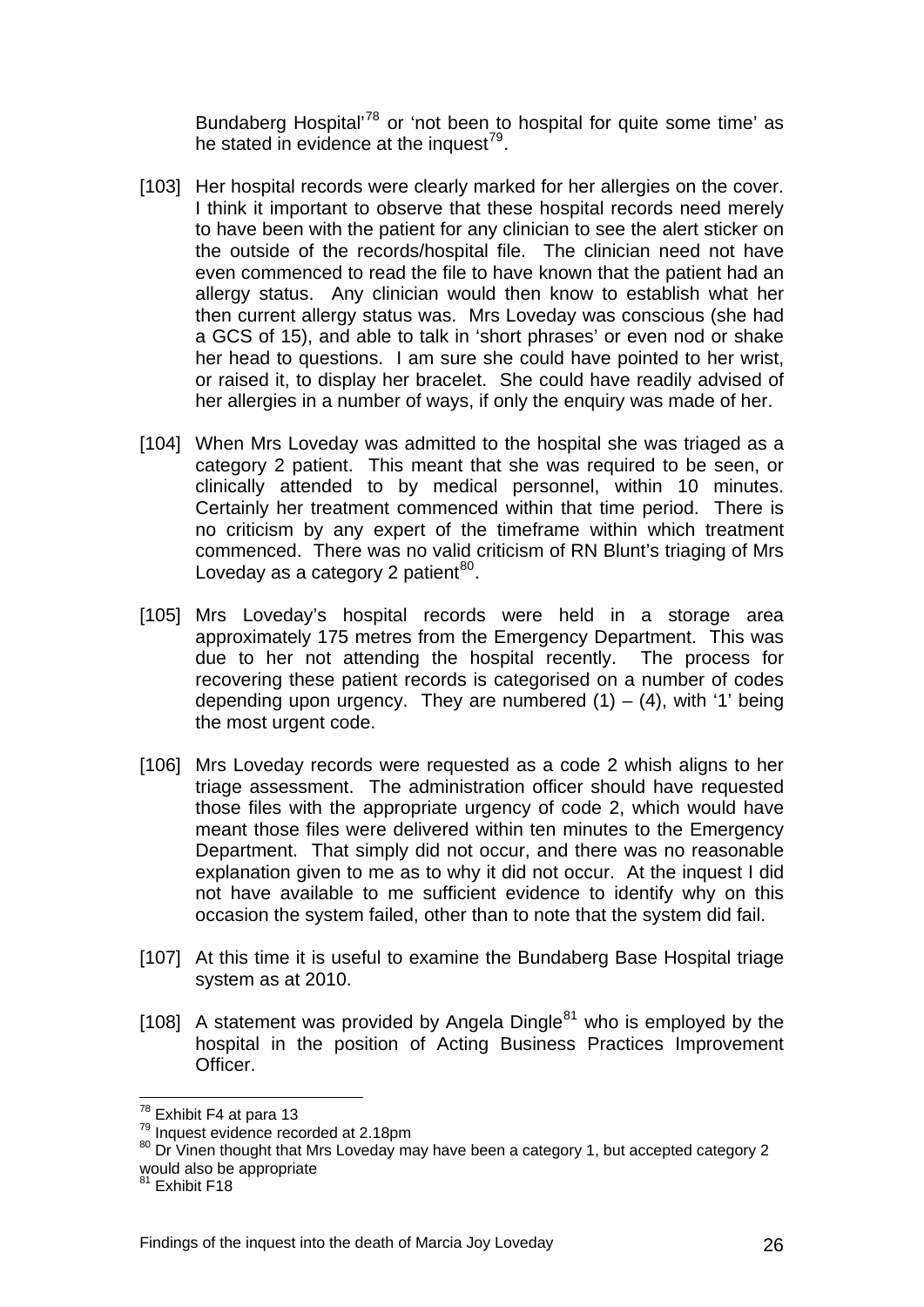Bundaberg Hospital'[78] or 'not been to hospital for quite some time' as he stated in evidence at the inquest[79].

[103] Her hospital records were clearly marked for her allergies on the cover. I think it important to observe that these hospital records need merely to have been with the patient for any clinician to see the alert sticker on the outside of the records/hospital file. The clinician need not have even commenced to read the file to have known that the patient had an allergy status. Any clinician would then know to establish what her then current allergy status was. Mrs Loveday was conscious (she had a GCS of 15), and able to talk in 'short phrases' or even nod or shake her head to questions. I am sure she could have pointed to her wrist, or raised it, to display her bracelet. She could have readily advised of her allergies in a number of ways, if only the enquiry was made of her.

[104] When Mrs Loveday was admitted to the hospital she was triaged as a category 2 patient. This meant that she was required to be seen, or clinically attended to by medical personnel, within 10 minutes. Certainly her treatment commenced within that time period. There is no criticism by any expert of the timeframe within which treatment commenced. There was no valid criticism of RN Blunt's triaging of Mrs Loveday as a category 2 patient[80].

[105] Mrs Loveday's hospital records were held in a storage area approximately 175 metres from the Emergency Department. This was due to her not attending the hospital recently. The process for recovering these patient records is categorised on a number of codes depending upon urgency. They are numbered (1) – (4), with '1' being the most urgent code.

[106] Mrs Loveday records were requested as a code 2 whish aligns to her triage assessment. The administration officer should have requested those files with the appropriate urgency of code 2, which would have meant those files were delivered within ten minutes to the Emergency Department. That simply did not occur, and there was no reasonable explanation given to me as to why it did not occur. At the inquest I did not have available to me sufficient evidence to identify why on this occasion the system failed, other than to note that the system did fail.

[107] At this time it is useful to examine the Bundaberg Base Hospital triage system as at 2010.

[108] A statement was provided by Angela Dingle[81] who is employed by the hospital in the position of Acting Business Practices Improvement Officer.

---

[78] Exhibit F4 at para 13

[79] Inquest evidence recorded at 2.18pm

[80] Dr Vinen thought that Mrs Loveday may have been a category 1, but accepted category 2 would also be appropriate

[81] Exhibit F18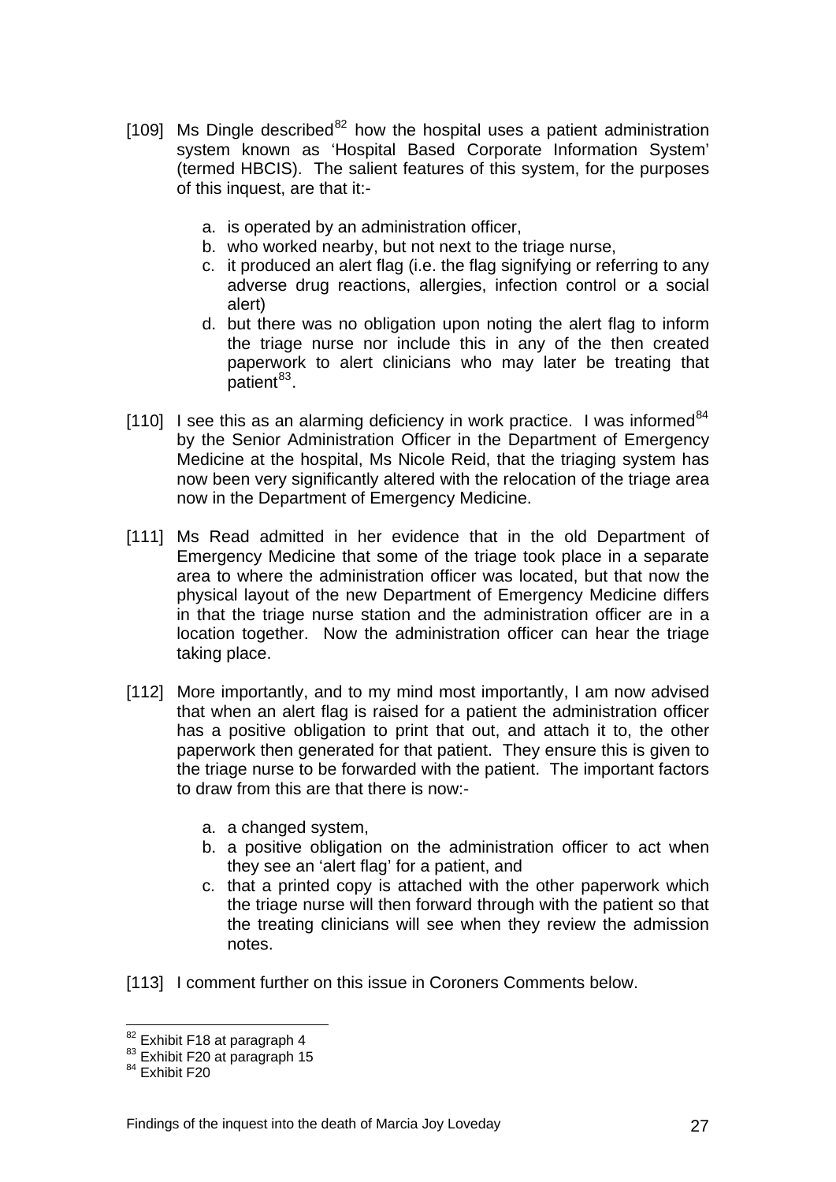[109] Ms Dingle described[82] how the hospital uses a patient administration system known as 'Hospital Based Corporate Information System' (termed HBCIS). The salient features of this system, for the purposes of this inquest, are that it:-

  a. is operated by an administration officer,
  b. who worked nearby, but not next to the triage nurse,
  c. it produced an alert flag (i.e. the flag signifying or referring to any adverse drug reactions, allergies, infection control or a social alert)
  d. but there was no obligation upon noting the alert flag to inform the triage nurse nor include this in any of the then created paperwork to alert clinicians who may later be treating that patient[83].

[110] I see this as an alarming deficiency in work practice. I was informed[84] by the Senior Administration Officer in the Department of Emergency Medicine at the hospital, Ms Nicole Reid, that the triaging system has now been very significantly altered with the relocation of the triage area now in the Department of Emergency Medicine.

[111] Ms Read admitted in her evidence that in the old Department of Emergency Medicine that some of the triage took place in a separate area to where the administration officer was located, but that now the physical layout of the new Department of Emergency Medicine differs in that the triage nurse station and the administration officer are in a location together. Now the administration officer can hear the triage taking place.

[112] More importantly, and to my mind most importantly, I am now advised that when an alert flag is raised for a patient the administration officer has a positive obligation to print that out, and attach it to, the other paperwork then generated for that patient. They ensure this is given to the triage nurse to be forwarded with the patient. The important factors to draw from this are that there is now:-

  a. a changed system,
  b. a positive obligation on the administration officer to act when they see an 'alert flag' for a patient, and
  c. that a printed copy is attached with the other paperwork which the triage nurse will then forward through with the patient so that the treating clinicians will see when they review the admission notes.

[113] I comment further on this issue in Coroners Comments below.

---

[82] Exhibit F18 at paragraph 4
[83] Exhibit F20 at paragraph 15
[84] Exhibit F20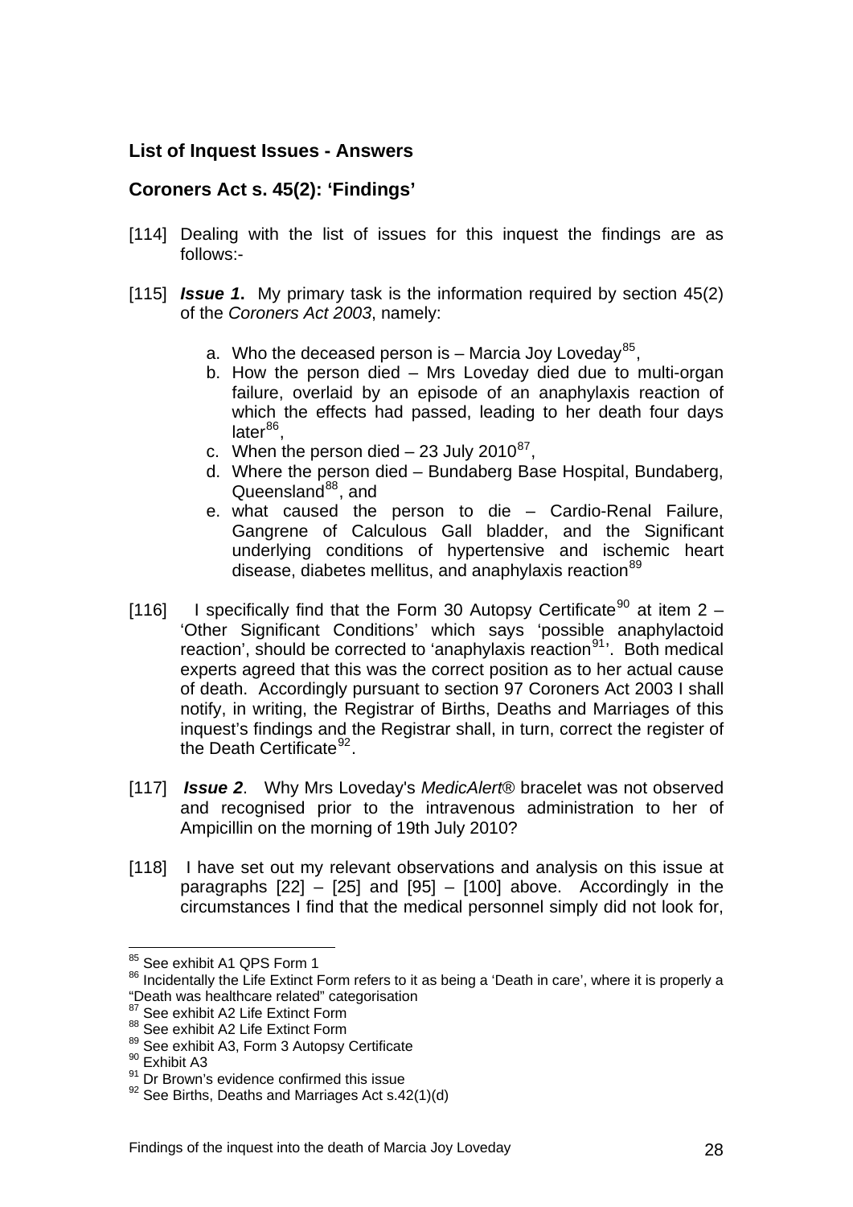## List of Inquest Issues - Answers

## Coroners Act s. 45(2): 'Findings'

[114] Dealing with the list of issues for this inquest the findings are as follows:-

[115] ***Issue 1***. My primary task is the information required by section 45(2) of the *Coroners Act 2003*, namely:

a. Who the deceased person is – Marcia Joy Loveday[85],
b. How the person died – Mrs Loveday died due to multi-organ failure, overlaid by an episode of an anaphylaxis reaction of which the effects had passed, leading to her death four days later[86],
c. When the person died – 23 July 2010[87],
d. Where the person died – Bundaberg Base Hospital, Bundaberg, Queensland[88], and
e. what caused the person to die – Cardio-Renal Failure, Gangrene of Calculous Gall bladder, and the Significant underlying conditions of hypertensive and ischemic heart disease, diabetes mellitus, and anaphylaxis reaction[89]

[116] I specifically find that the Form 30 Autopsy Certificate[90] at item 2 – 'Other Significant Conditions' which says 'possible anaphylactoid reaction', should be corrected to 'anaphylaxis reaction[91]'. Both medical experts agreed that this was the correct position as to her actual cause of death. Accordingly pursuant to section 97 Coroners Act 2003 I shall notify, in writing, the Registrar of Births, Deaths and Marriages of this inquest's findings and the Registrar shall, in turn, correct the register of the Death Certificate[92].

[117] ***Issue 2***. Why Mrs Loveday's *MedicAlert®* bracelet was not observed and recognised prior to the intravenous administration to her of Ampicillin on the morning of 19th July 2010?

[118] I have set out my relevant observations and analysis on this issue at paragraphs [22] – [25] and [95] – [100] above. Accordingly in the circumstances I find that the medical personnel simply did not look for,

---

[85] See exhibit A1 QPS Form 1

[86] Incidentally the Life Extinct Form refers to it as being a 'Death in care', where it is properly a "Death was healthcare related" categorisation

[87] See exhibit A2 Life Extinct Form

[88] See exhibit A2 Life Extinct Form

[89] See exhibit A3, Form 3 Autopsy Certificate

[90] Exhibit A3

[91] Dr Brown's evidence confirmed this issue

[92] See Births, Deaths and Marriages Act s.42(1)(d)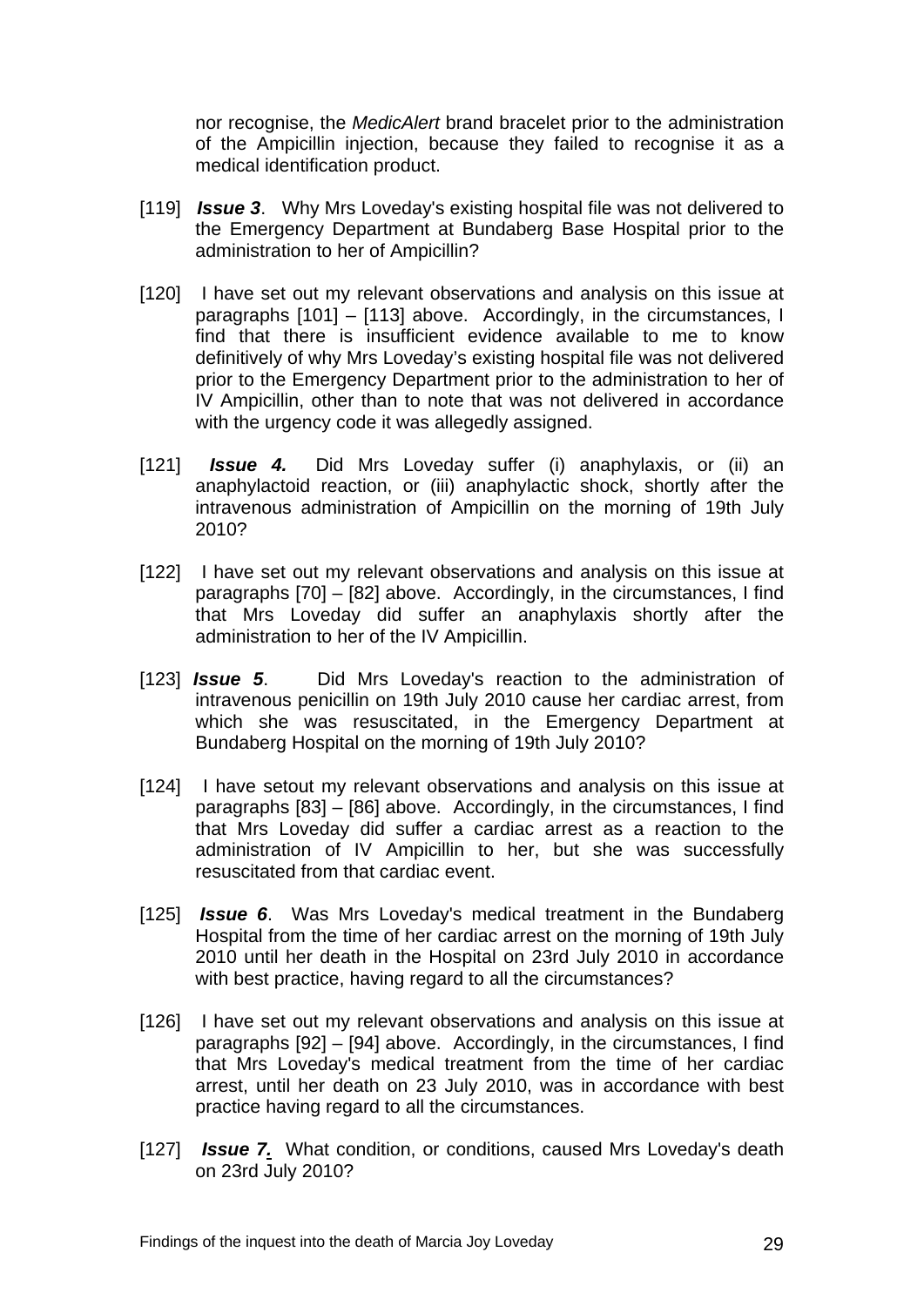nor recognise, the *MedicAlert* brand bracelet prior to the administration of the Ampicillin injection, because they failed to recognise it as a medical identification product.

[119] ***Issue 3***. Why Mrs Loveday's existing hospital file was not delivered to the Emergency Department at Bundaberg Base Hospital prior to the administration to her of Ampicillin?

[120] I have set out my relevant observations and analysis on this issue at paragraphs [101] – [113] above. Accordingly, in the circumstances, I find that there is insufficient evidence available to me to know definitively of why Mrs Loveday's existing hospital file was not delivered prior to the Emergency Department prior to the administration to her of IV Ampicillin, other than to note that was not delivered in accordance with the urgency code it was allegedly assigned.

[121] ***Issue 4.*** Did Mrs Loveday suffer (i) anaphylaxis, or (ii) an anaphylactoid reaction, or (iii) anaphylactic shock, shortly after the intravenous administration of Ampicillin on the morning of 19th July 2010?

[122] I have set out my relevant observations and analysis on this issue at paragraphs [70] – [82] above. Accordingly, in the circumstances, I find that Mrs Loveday did suffer an anaphylaxis shortly after the administration to her of the IV Ampicillin.

[123] ***Issue 5***. Did Mrs Loveday's reaction to the administration of intravenous penicillin on 19th July 2010 cause her cardiac arrest, from which she was resuscitated, in the Emergency Department at Bundaberg Hospital on the morning of 19th July 2010?

[124] I have setout my relevant observations and analysis on this issue at paragraphs [83] – [86] above. Accordingly, in the circumstances, I find that Mrs Loveday did suffer a cardiac arrest as a reaction to the administration of IV Ampicillin to her, but she was successfully resuscitated from that cardiac event.

[125] ***Issue 6***. Was Mrs Loveday's medical treatment in the Bundaberg Hospital from the time of her cardiac arrest on the morning of 19th July 2010 until her death in the Hospital on 23rd July 2010 in accordance with best practice, having regard to all the circumstances?

[126] I have set out my relevant observations and analysis on this issue at paragraphs [92] – [94] above. Accordingly, in the circumstances, I find that Mrs Loveday's medical treatment from the time of her cardiac arrest, until her death on 23 July 2010, was in accordance with best practice having regard to all the circumstances.

[127] ***Issue 7.*** What condition, or conditions, caused Mrs Loveday's death on 23rd July 2010?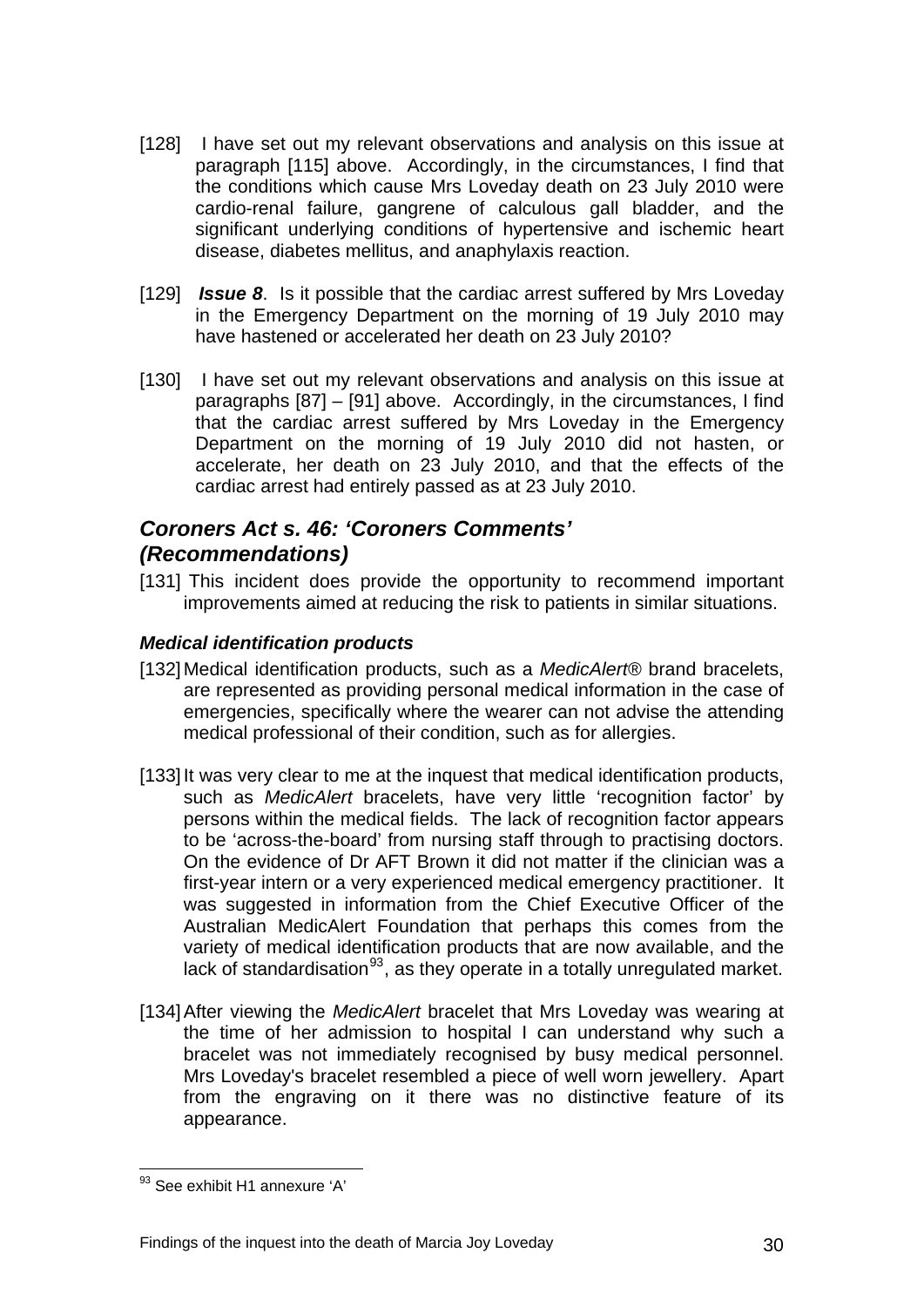[128] I have set out my relevant observations and analysis on this issue at paragraph [115] above. Accordingly, in the circumstances, I find that the conditions which cause Mrs Loveday death on 23 July 2010 were cardio-renal failure, gangrene of calculous gall bladder, and the significant underlying conditions of hypertensive and ischemic heart disease, diabetes mellitus, and anaphylaxis reaction.

[129] ***Issue 8***. Is it possible that the cardiac arrest suffered by Mrs Loveday in the Emergency Department on the morning of 19 July 2010 may have hastened or accelerated her death on 23 July 2010?

[130] I have set out my relevant observations and analysis on this issue at paragraphs [87] – [91] above. Accordingly, in the circumstances, I find that the cardiac arrest suffered by Mrs Loveday in the Emergency Department on the morning of 19 July 2010 did not hasten, or accelerate, her death on 23 July 2010, and that the effects of the cardiac arrest had entirely passed as at 23 July 2010.

## *Coroners Act s. 46: 'Coroners Comments' (Recommendations)*

[131] This incident does provide the opportunity to recommend important improvements aimed at reducing the risk to patients in similar situations.

### *Medical identification products*

[132] Medical identification products, such as a *MedicAlert®* brand bracelets, are represented as providing personal medical information in the case of emergencies, specifically where the wearer can not advise the attending medical professional of their condition, such as for allergies.

[133] It was very clear to me at the inquest that medical identification products, such as *MedicAlert* bracelets, have very little 'recognition factor' by persons within the medical fields. The lack of recognition factor appears to be 'across-the-board' from nursing staff through to practising doctors. On the evidence of Dr AFT Brown it did not matter if the clinician was a first-year intern or a very experienced medical emergency practitioner. It was suggested in information from the Chief Executive Officer of the Australian MedicAlert Foundation that perhaps this comes from the variety of medical identification products that are now available, and the lack of standardisation[93], as they operate in a totally unregulated market.

[134] After viewing the *MedicAlert* bracelet that Mrs Loveday was wearing at the time of her admission to hospital I can understand why such a bracelet was not immediately recognised by busy medical personnel. Mrs Loveday's bracelet resembled a piece of well worn jewellery. Apart from the engraving on it there was no distinctive feature of its appearance.

---

[93] See exhibit H1 annexure 'A'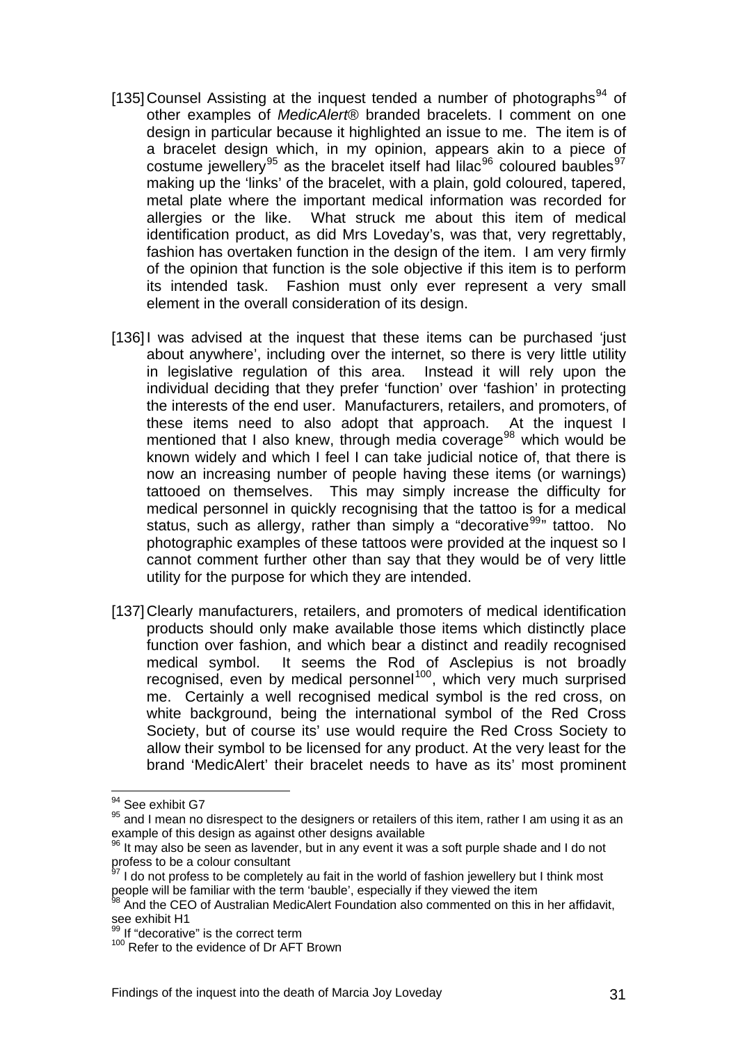[135] Counsel Assisting at the inquest tended a number of photographs[94] of other examples of *MedicAlert®* branded bracelets. I comment on one design in particular because it highlighted an issue to me. The item is of a bracelet design which, in my opinion, appears akin to a piece of costume jewellery[95] as the bracelet itself had lilac[96] coloured baubles[97] making up the 'links' of the bracelet, with a plain, gold coloured, tapered, metal plate where the important medical information was recorded for allergies or the like. What struck me about this item of medical identification product, as did Mrs Loveday's, was that, very regrettably, fashion has overtaken function in the design of the item. I am very firmly of the opinion that function is the sole objective if this item is to perform its intended task. Fashion must only ever represent a very small element in the overall consideration of its design.

[136] I was advised at the inquest that these items can be purchased 'just about anywhere', including over the internet, so there is very little utility in legislative regulation of this area. Instead it will rely upon the individual deciding that they prefer 'function' over 'fashion' in protecting the interests of the end user. Manufacturers, retailers, and promoters, of these items need to also adopt that approach. At the inquest I mentioned that I also knew, through media coverage[98] which would be known widely and which I feel I can take judicial notice of, that there is now an increasing number of people having these items (or warnings) tattooed on themselves. This may simply increase the difficulty for medical personnel in quickly recognising that the tattoo is for a medical status, such as allergy, rather than simply a "decorative[99]" tattoo. No photographic examples of these tattoos were provided at the inquest so I cannot comment further other than say that they would be of very little utility for the purpose for which they are intended.

[137] Clearly manufacturers, retailers, and promoters of medical identification products should only make available those items which distinctly place function over fashion, and which bear a distinct and readily recognised medical symbol. It seems the Rod of Asclepius is not broadly recognised, even by medical personnel[100], which very much surprised me. Certainly a well recognised medical symbol is the red cross, on white background, being the international symbol of the Red Cross Society, but of course its' use would require the Red Cross Society to allow their symbol to be licensed for any product. At the very least for the brand 'MedicAlert' their bracelet needs to have as its' most prominent

---

[94] See exhibit G7

[95] and I mean no disrespect to the designers or retailers of this item, rather I am using it as an example of this design as against other designs available

[96] It may also be seen as lavender, but in any event it was a soft purple shade and I do not profess to be a colour consultant

[97] I do not profess to be completely au fait in the world of fashion jewellery but I think most people will be familiar with the term 'bauble', especially if they viewed the item

[98] And the CEO of Australian MedicAlert Foundation also commented on this in her affidavit, see exhibit H1

[99] If "decorative" is the correct term

[100] Refer to the evidence of Dr AFT Brown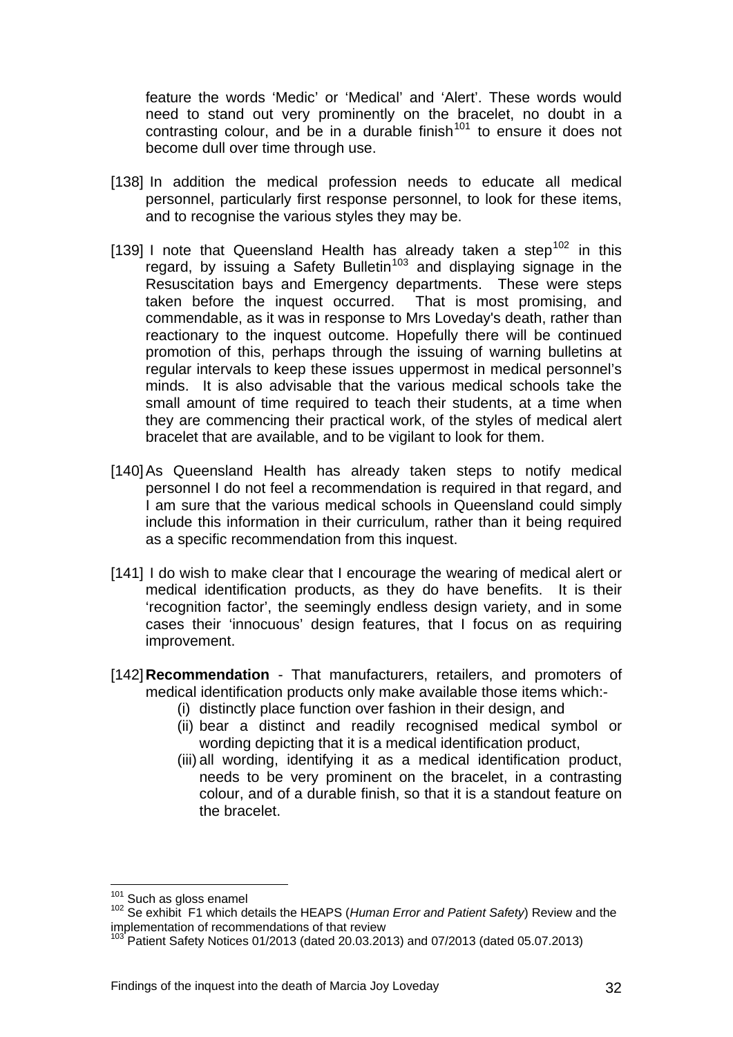feature the words 'Medic' or 'Medical' and 'Alert'. These words would need to stand out very prominently on the bracelet, no doubt in a contrasting colour, and be in a durable finish[101] to ensure it does not become dull over time through use.

[138] In addition the medical profession needs to educate all medical personnel, particularly first response personnel, to look for these items, and to recognise the various styles they may be.

[139] I note that Queensland Health has already taken a step[102] in this regard, by issuing a Safety Bulletin[103] and displaying signage in the Resuscitation bays and Emergency departments. These were steps taken before the inquest occurred. That is most promising, and commendable, as it was in response to Mrs Loveday's death, rather than reactionary to the inquest outcome. Hopefully there will be continued promotion of this, perhaps through the issuing of warning bulletins at regular intervals to keep these issues uppermost in medical personnel's minds. It is also advisable that the various medical schools take the small amount of time required to teach their students, at a time when they are commencing their practical work, of the styles of medical alert bracelet that are available, and to be vigilant to look for them.

[140] As Queensland Health has already taken steps to notify medical personnel I do not feel a recommendation is required in that regard, and I am sure that the various medical schools in Queensland could simply include this information in their curriculum, rather than it being required as a specific recommendation from this inquest.

[141] I do wish to make clear that I encourage the wearing of medical alert or medical identification products, as they do have benefits. It is their 'recognition factor', the seemingly endless design variety, and in some cases their 'innocuous' design features, that I focus on as requiring improvement.

[142] **Recommendation** - That manufacturers, retailers, and promoters of medical identification products only make available those items which:-

(i) distinctly place function over fashion in their design, and
(ii) bear a distinct and readily recognised medical symbol or wording depicting that it is a medical identification product,
(iii) all wording, identifying it as a medical identification product, needs to be very prominent on the bracelet, in a contrasting colour, and of a durable finish, so that it is a standout feature on the bracelet.

---

[101] Such as gloss enamel

[102] Se exhibit F1 which details the HEAPS (*Human Error and Patient Safety*) Review and the implementation of recommendations of that review

[103] Patient Safety Notices 01/2013 (dated 20.03.2013) and 07/2013 (dated 05.07.2013)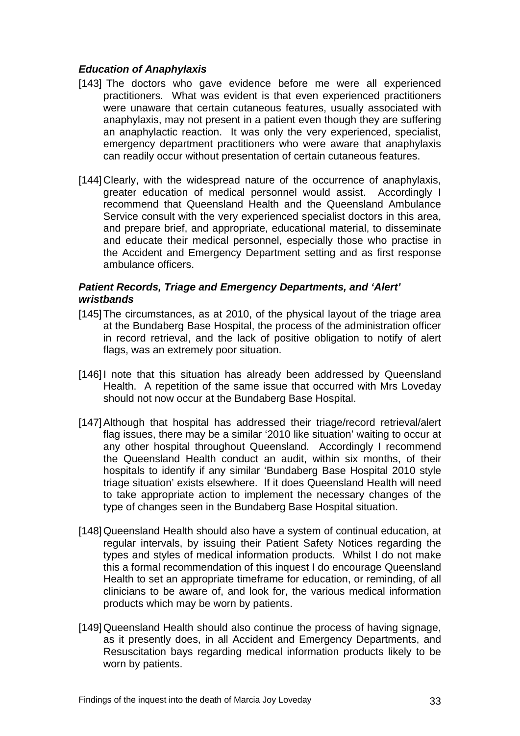### *Education of Anaphylaxis*

[143] The doctors who gave evidence before me were all experienced practitioners. What was evident is that even experienced practitioners were unaware that certain cutaneous features, usually associated with anaphylaxis, may not present in a patient even though they are suffering an anaphylactic reaction. It was only the very experienced, specialist, emergency department practitioners who were aware that anaphylaxis can readily occur without presentation of certain cutaneous features.

[144] Clearly, with the widespread nature of the occurrence of anaphylaxis, greater education of medical personnel would assist. Accordingly I recommend that Queensland Health and the Queensland Ambulance Service consult with the very experienced specialist doctors in this area, and prepare brief, and appropriate, educational material, to disseminate and educate their medical personnel, especially those who practise in the Accident and Emergency Department setting and as first response ambulance officers.

### *Patient Records, Triage and Emergency Departments, and 'Alert' wristbands*

[145] The circumstances, as at 2010, of the physical layout of the triage area at the Bundaberg Base Hospital, the process of the administration officer in record retrieval, and the lack of positive obligation to notify of alert flags, was an extremely poor situation.

[146] I note that this situation has already been addressed by Queensland Health. A repetition of the same issue that occurred with Mrs Loveday should not now occur at the Bundaberg Base Hospital.

[147] Although that hospital has addressed their triage/record retrieval/alert flag issues, there may be a similar '2010 like situation' waiting to occur at any other hospital throughout Queensland. Accordingly I recommend the Queensland Health conduct an audit, within six months, of their hospitals to identify if any similar 'Bundaberg Base Hospital 2010 style triage situation' exists elsewhere. If it does Queensland Health will need to take appropriate action to implement the necessary changes of the type of changes seen in the Bundaberg Base Hospital situation.

[148] Queensland Health should also have a system of continual education, at regular intervals, by issuing their Patient Safety Notices regarding the types and styles of medical information products. Whilst I do not make this a formal recommendation of this inquest I do encourage Queensland Health to set an appropriate timeframe for education, or reminding, of all clinicians to be aware of, and look for, the various medical information products which may be worn by patients.

[149] Queensland Health should also continue the process of having signage, as it presently does, in all Accident and Emergency Departments, and Resuscitation bays regarding medical information products likely to be worn by patients.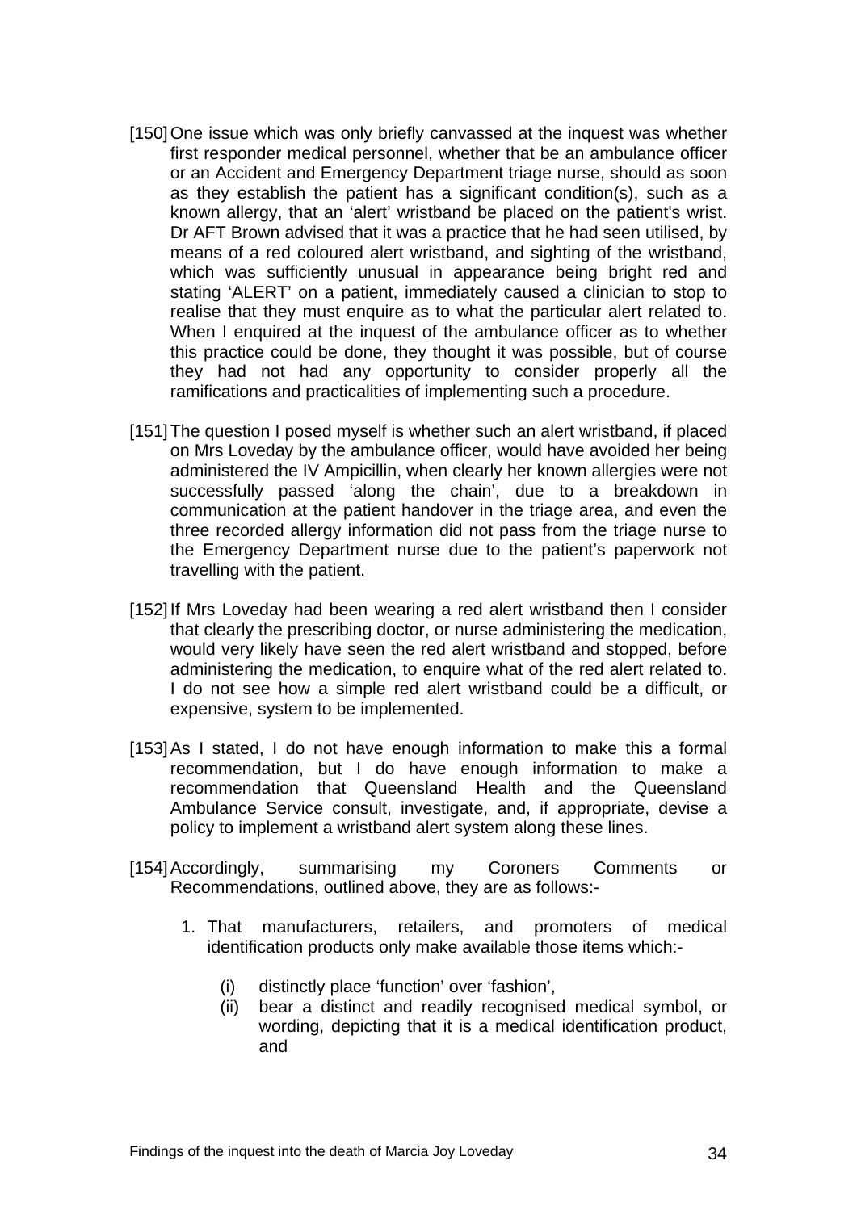[150] One issue which was only briefly canvassed at the inquest was whether first responder medical personnel, whether that be an ambulance officer or an Accident and Emergency Department triage nurse, should as soon as they establish the patient has a significant condition(s), such as a known allergy, that an 'alert' wristband be placed on the patient's wrist. Dr AFT Brown advised that it was a practice that he had seen utilised, by means of a red coloured alert wristband, and sighting of the wristband, which was sufficiently unusual in appearance being bright red and stating 'ALERT' on a patient, immediately caused a clinician to stop to realise that they must enquire as to what the particular alert related to. When I enquired at the inquest of the ambulance officer as to whether this practice could be done, they thought it was possible, but of course they had not had any opportunity to consider properly all the ramifications and practicalities of implementing such a procedure.

[151] The question I posed myself is whether such an alert wristband, if placed on Mrs Loveday by the ambulance officer, would have avoided her being administered the IV Ampicillin, when clearly her known allergies were not successfully passed 'along the chain', due to a breakdown in communication at the patient handover in the triage area, and even the three recorded allergy information did not pass from the triage nurse to the Emergency Department nurse due to the patient's paperwork not travelling with the patient.

[152] If Mrs Loveday had been wearing a red alert wristband then I consider that clearly the prescribing doctor, or nurse administering the medication, would very likely have seen the red alert wristband and stopped, before administering the medication, to enquire what of the red alert related to. I do not see how a simple red alert wristband could be a difficult, or expensive, system to be implemented.

[153] As I stated, I do not have enough information to make this a formal recommendation, but I do have enough information to make a recommendation that Queensland Health and the Queensland Ambulance Service consult, investigate, and, if appropriate, devise a policy to implement a wristband alert system along these lines.

[154] Accordingly, summarising my Coroners Comments or Recommendations, outlined above, they are as follows:-

1. That manufacturers, retailers, and promoters of medical identification products only make available those items which:-

    (i) distinctly place 'function' over 'fashion',
    
    (ii) bear a distinct and readily recognised medical symbol, or wording, depicting that it is a medical identification product, and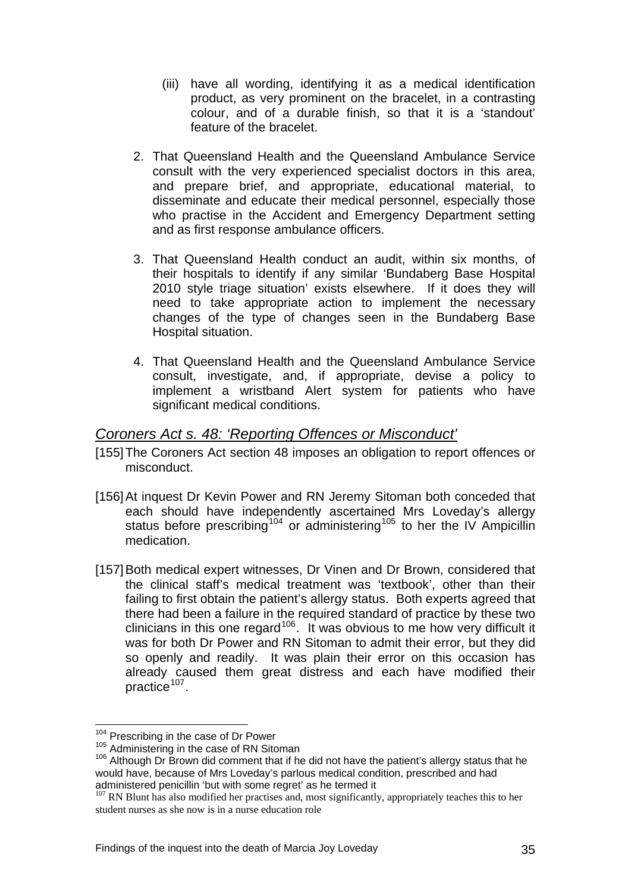(iii) have all wording, identifying it as a medical identification product, as very prominent on the bracelet, in a contrasting colour, and of a durable finish, so that it is a 'standout' feature of the bracelet.

2. That Queensland Health and the Queensland Ambulance Service consult with the very experienced specialist doctors in this area, and prepare brief, and appropriate, educational material, to disseminate and educate their medical personnel, especially those who practise in the Accident and Emergency Department setting and as first response ambulance officers.

3. That Queensland Health conduct an audit, within six months, of their hospitals to identify if any similar 'Bundaberg Base Hospital 2010 style triage situation' exists elsewhere. If it does they will need to take appropriate action to implement the necessary changes of the type of changes seen in the Bundaberg Base Hospital situation.

4. That Queensland Health and the Queensland Ambulance Service consult, investigate, and, if appropriate, devise a policy to implement a wristband Alert system for patients who have significant medical conditions.

## *Coroners Act s. 48: 'Reporting Offences or Misconduct'*

[155] The Coroners Act section 48 imposes an obligation to report offences or misconduct.

[156] At inquest Dr Kevin Power and RN Jeremy Sitoman both conceded that each should have independently ascertained Mrs Loveday's allergy status before prescribing[104] or administering[105] to her the IV Ampicillin medication.

[157] Both medical expert witnesses, Dr Vinen and Dr Brown, considered that the clinical staff's medical treatment was 'textbook', other than their failing to first obtain the patient's allergy status. Both experts agreed that there had been a failure in the required standard of practice by these two clinicians in this one regard[106]. It was obvious to me how very difficult it was for both Dr Power and RN Sitoman to admit their error, but they did so openly and readily. It was plain their error on this occasion has already caused them great distress and each have modified their practice[107].

---

[104] Prescribing in the case of Dr Power

[105] Administering in the case of RN Sitoman

[106] Although Dr Brown did comment that if he did not have the patient's allergy status that he would have, because of Mrs Loveday's parlous medical condition, prescribed and had administered penicillin 'but with some regret' as he termed it

[107] RN Blunt has also modified her practises and, most significantly, appropriately teaches this to her student nurses as she now is in a nurse education role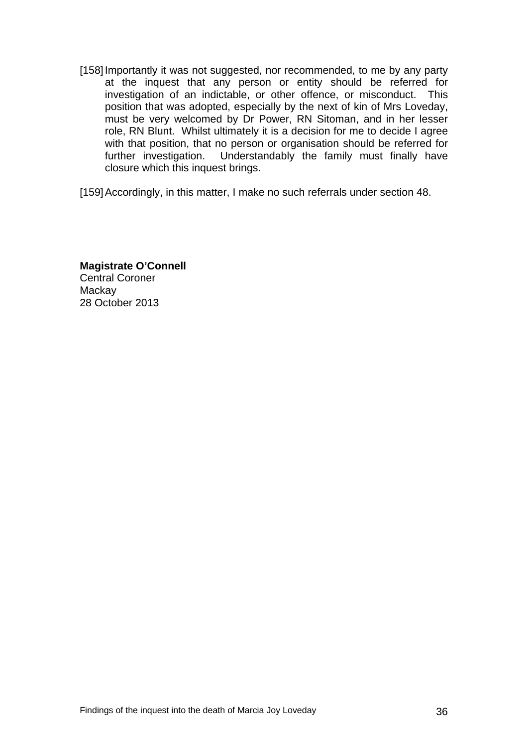[158] Importantly it was not suggested, nor recommended, to me by any party at the inquest that any person or entity should be referred for investigation of an indictable, or other offence, or misconduct. This position that was adopted, especially by the next of kin of Mrs Loveday, must be very welcomed by Dr Power, RN Sitoman, and in her lesser role, RN Blunt. Whilst ultimately it is a decision for me to decide I agree with that position, that no person or organisation should be referred for further investigation. Understandably the family must finally have closure which this inquest brings.

[159] Accordingly, in this matter, I make no such referrals under section 48.

**Magistrate O'Connell**
Central Coroner
Mackay
28 October 2013